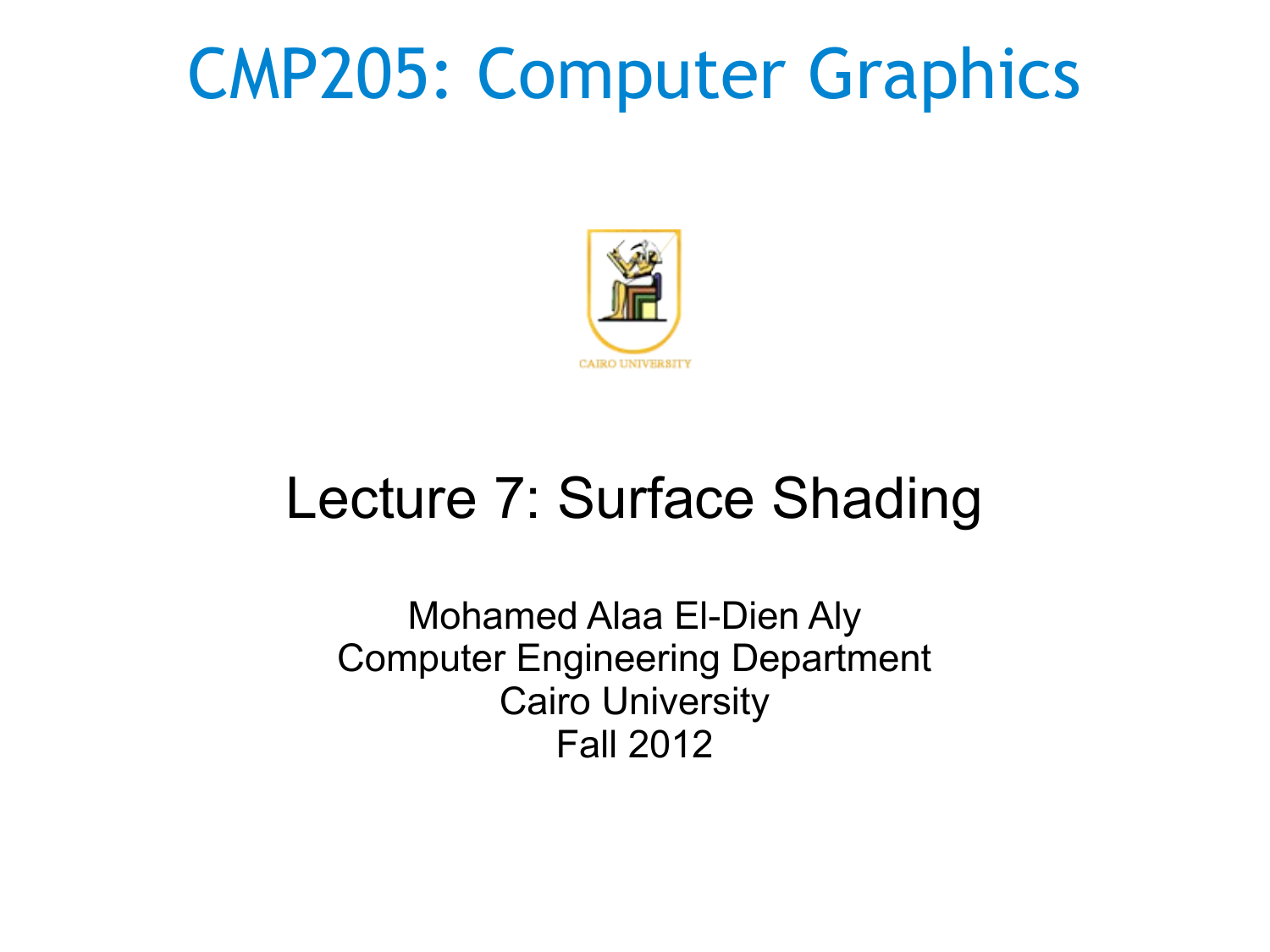# CMP205: Computer Graphics

CAIRO UNIVERSITY

## Lecture 7: Surface Shading

Mohamed Alaa El-Dien Aly
Computer Engineering Department
Cairo University
Fall 2012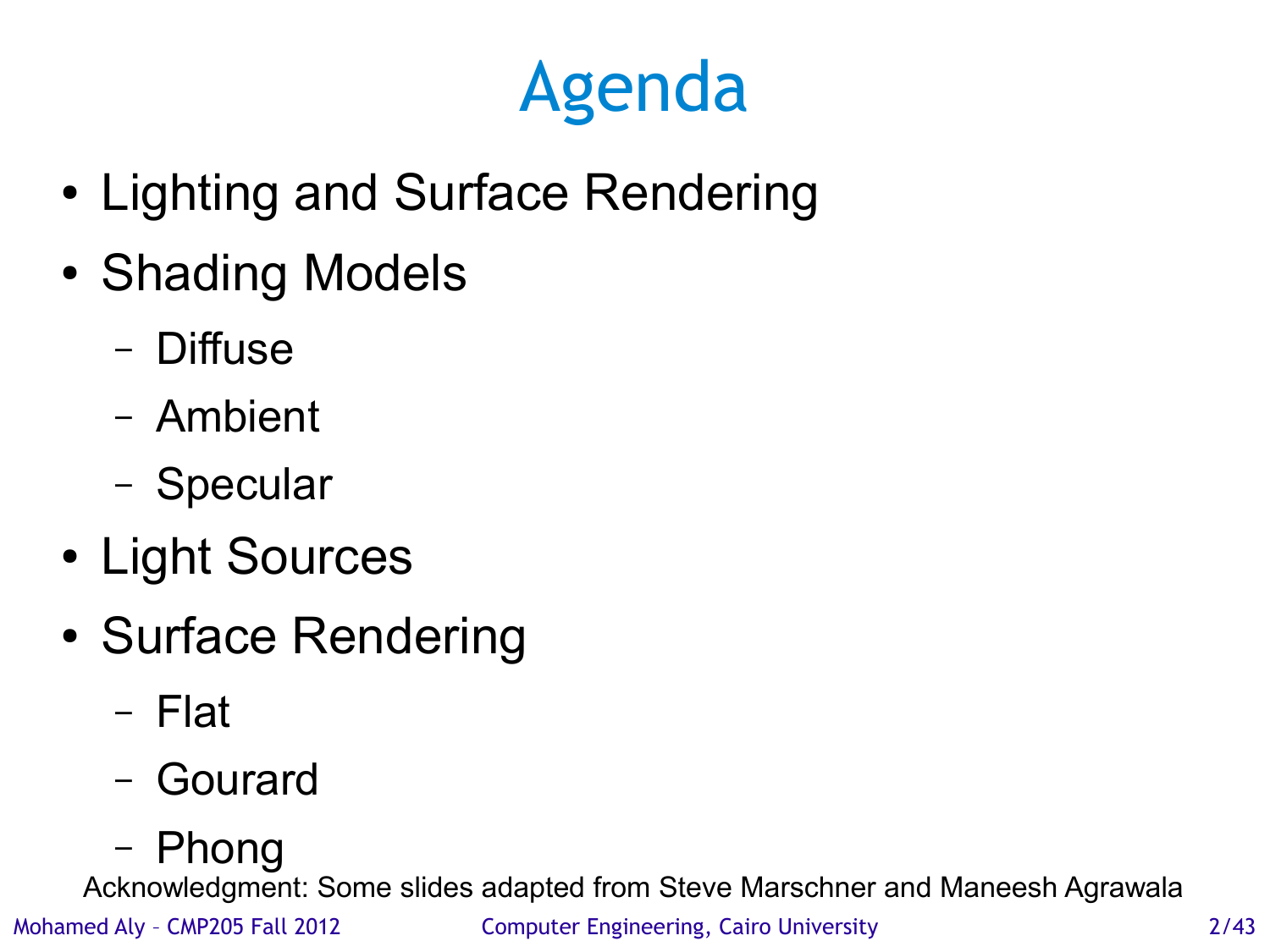# Agenda

- Lighting and Surface Rendering
- Shading Models
  - Diffuse
  - Ambient
  - Specular
- Light Sources
- Surface Rendering
  - Flat
  - Gourard
  - Phong

Acknowledgment: Some slides adapted from Steve Marschner and Maneesh Agrawala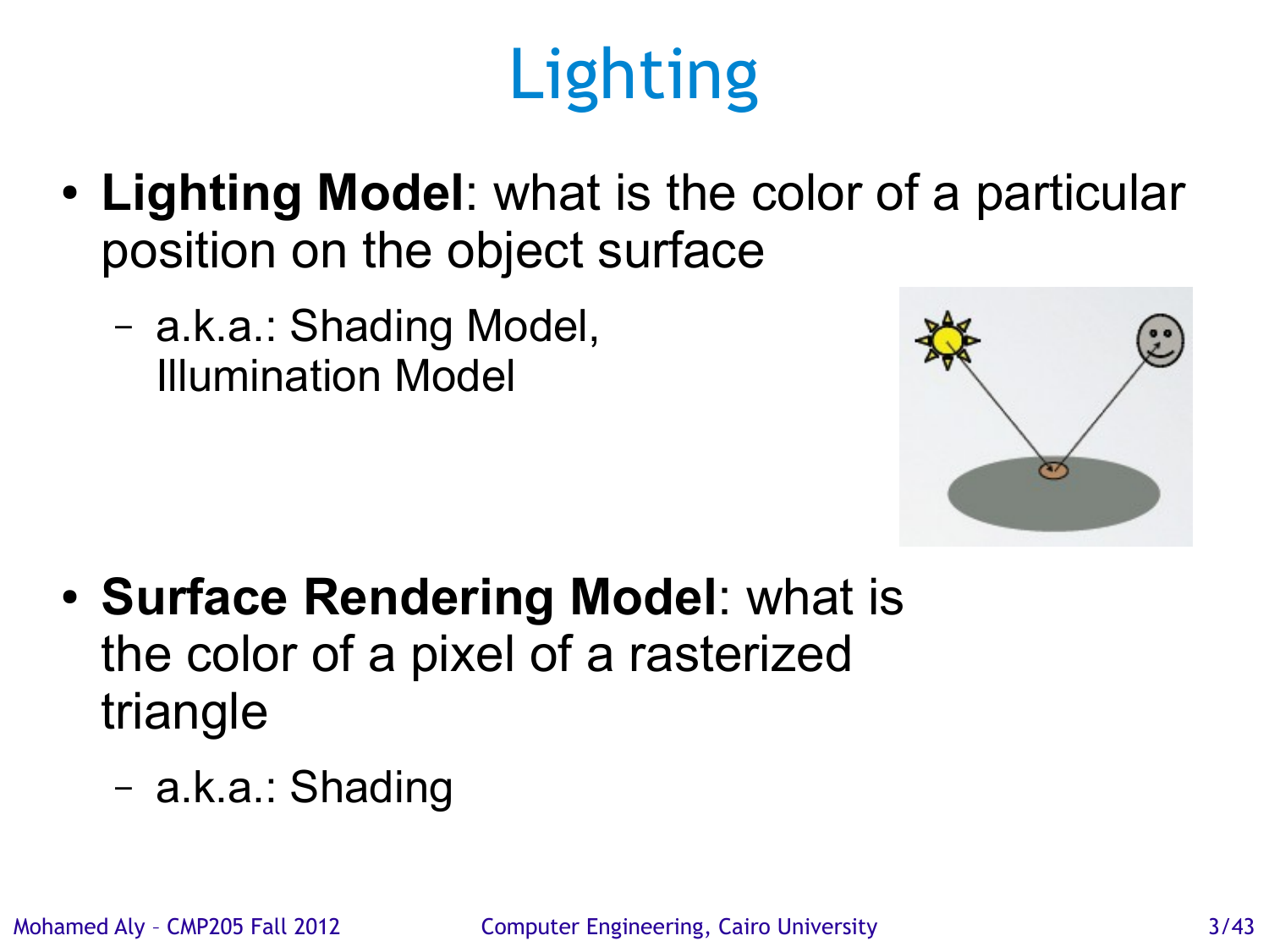# Lighting

- **Lighting Model**: what is the color of a particular position on the object surface
  - a.k.a.: Shading Model, Illumination Model

- **Surface Rendering Model**: what is the color of a pixel of a rasterized triangle
  - a.k.a.: Shading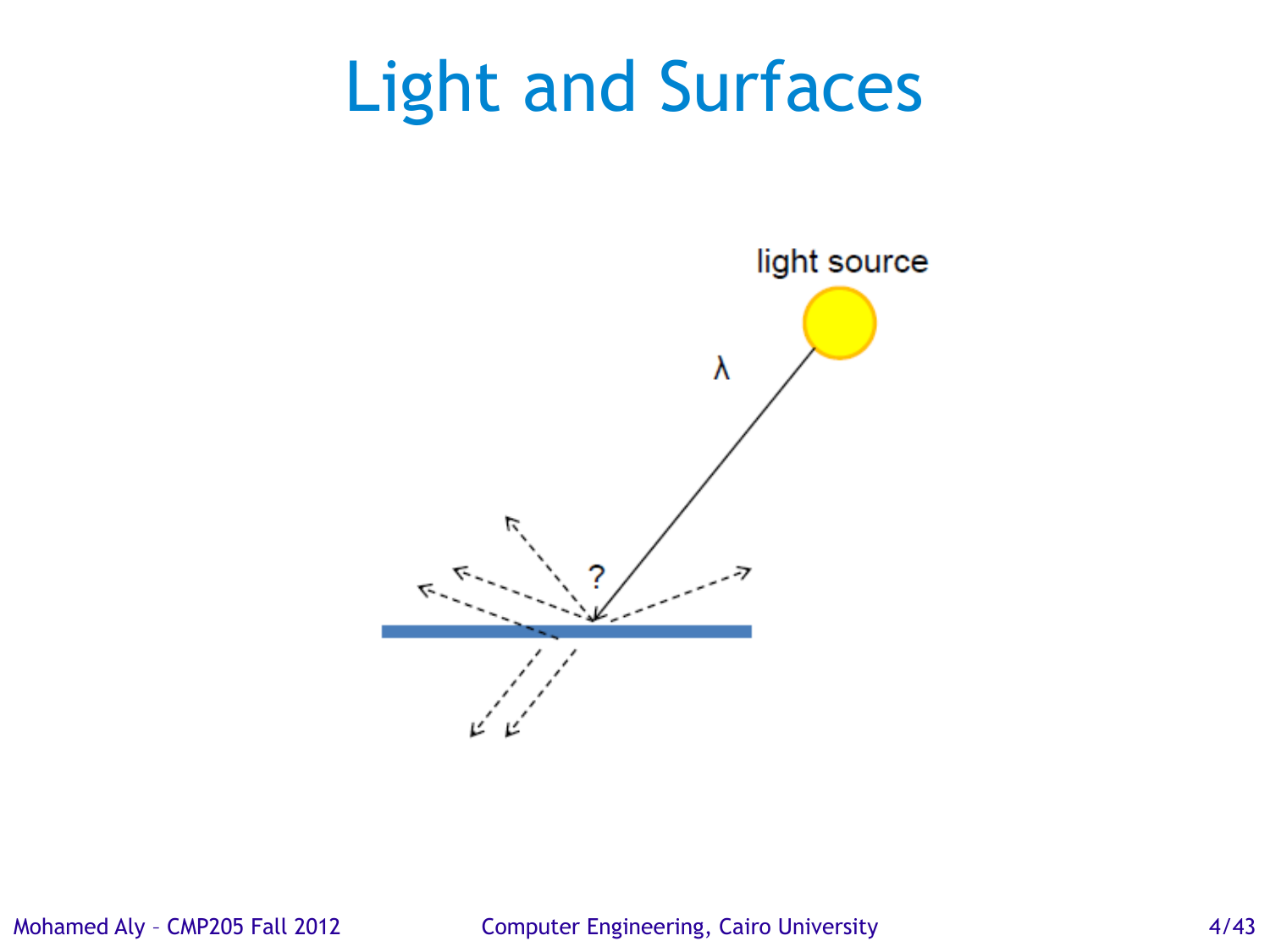# Light and Surfaces

light source

λ

?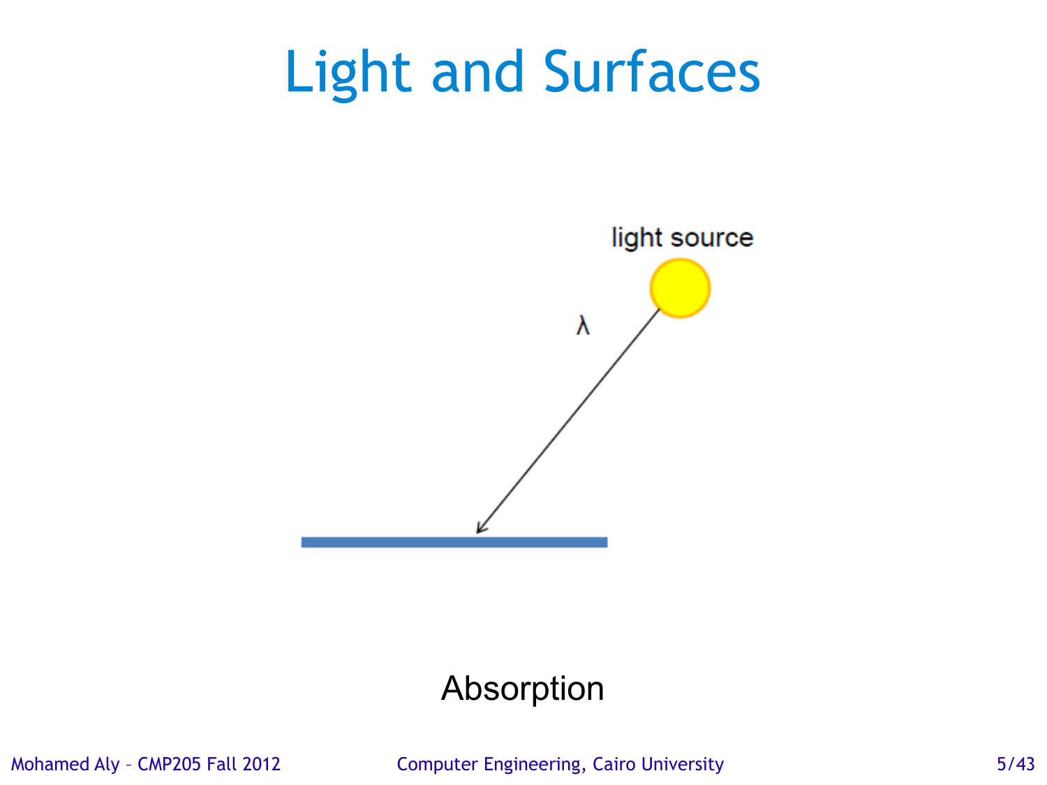# Light and Surfaces

light source

λ

Absorption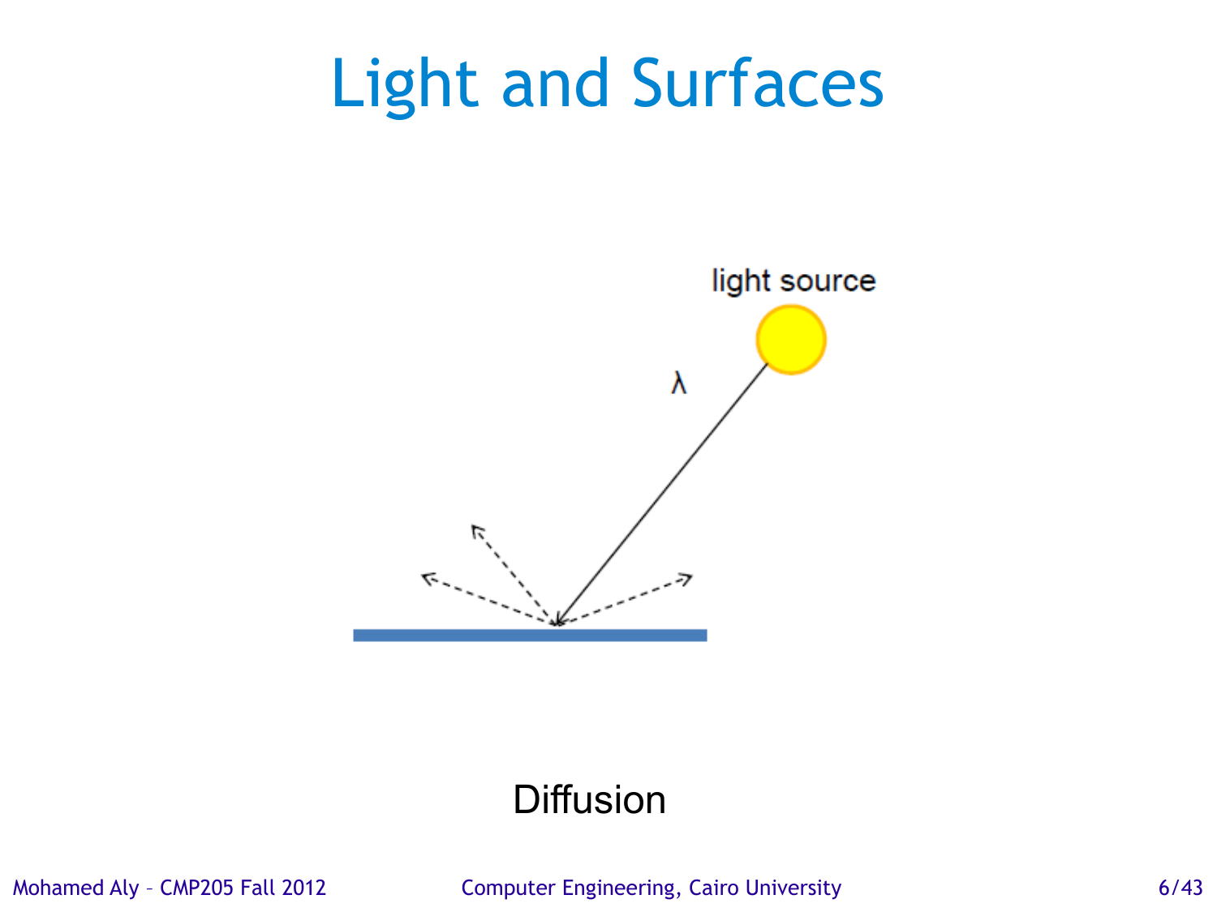# Light and Surfaces

light source

λ

Diffusion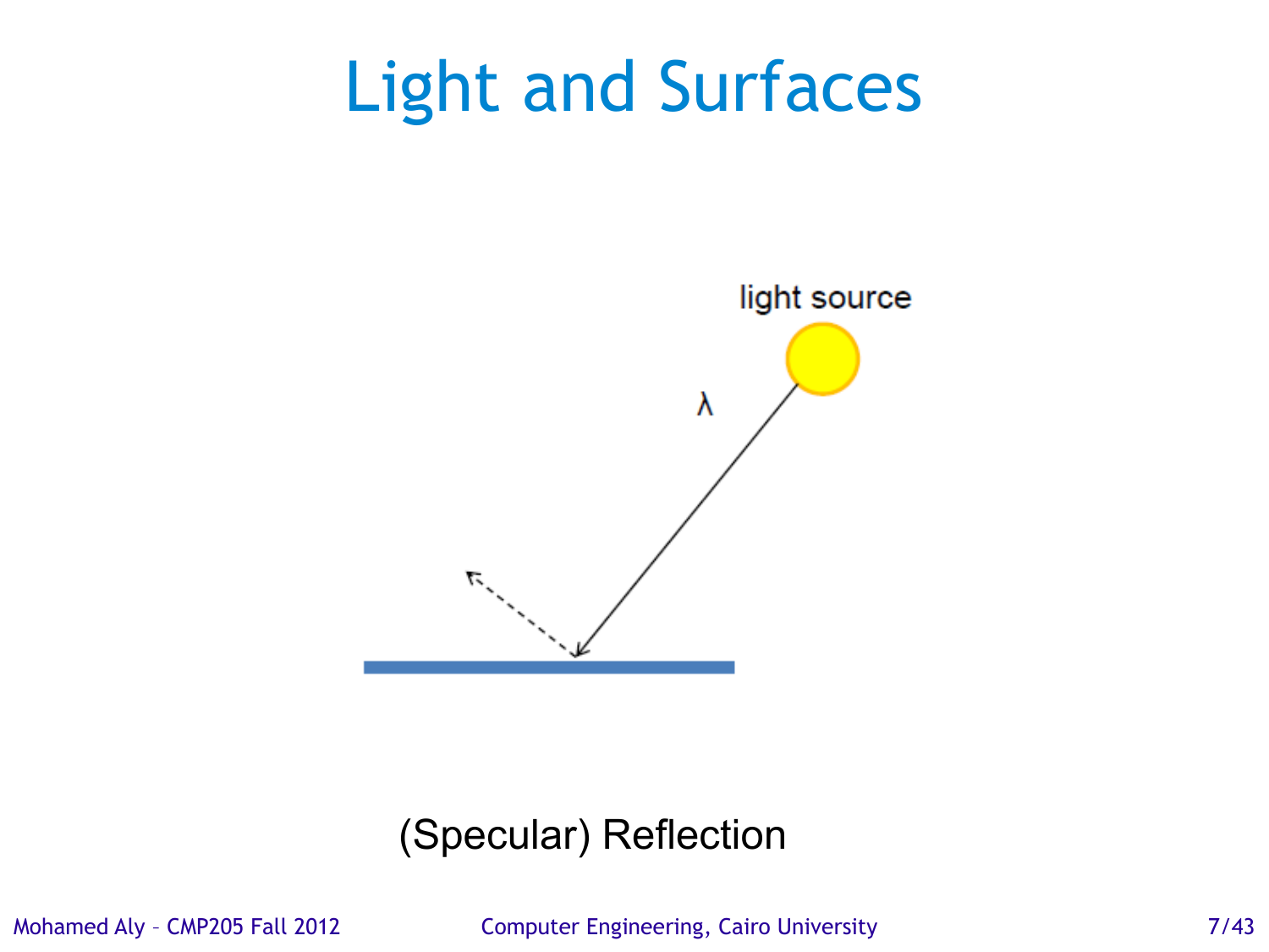# Light and Surfaces

light source

λ

(Specular) Reflection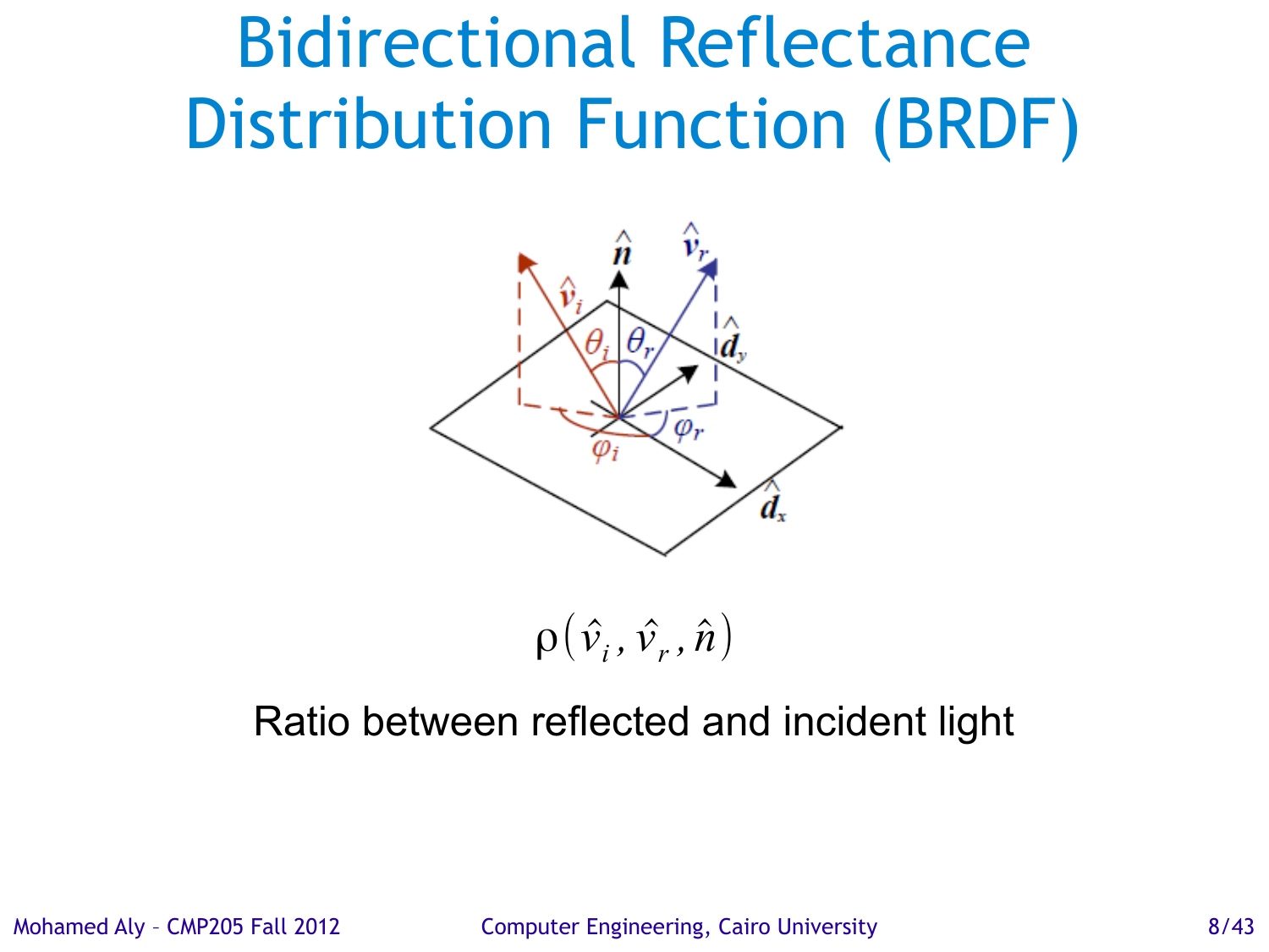# Bidirectional Reflectance Distribution Function (BRDF)

$$\rho\left(\hat{v}_i, \hat{v}_r, \hat{n}\right)$$

Ratio between reflected and incident light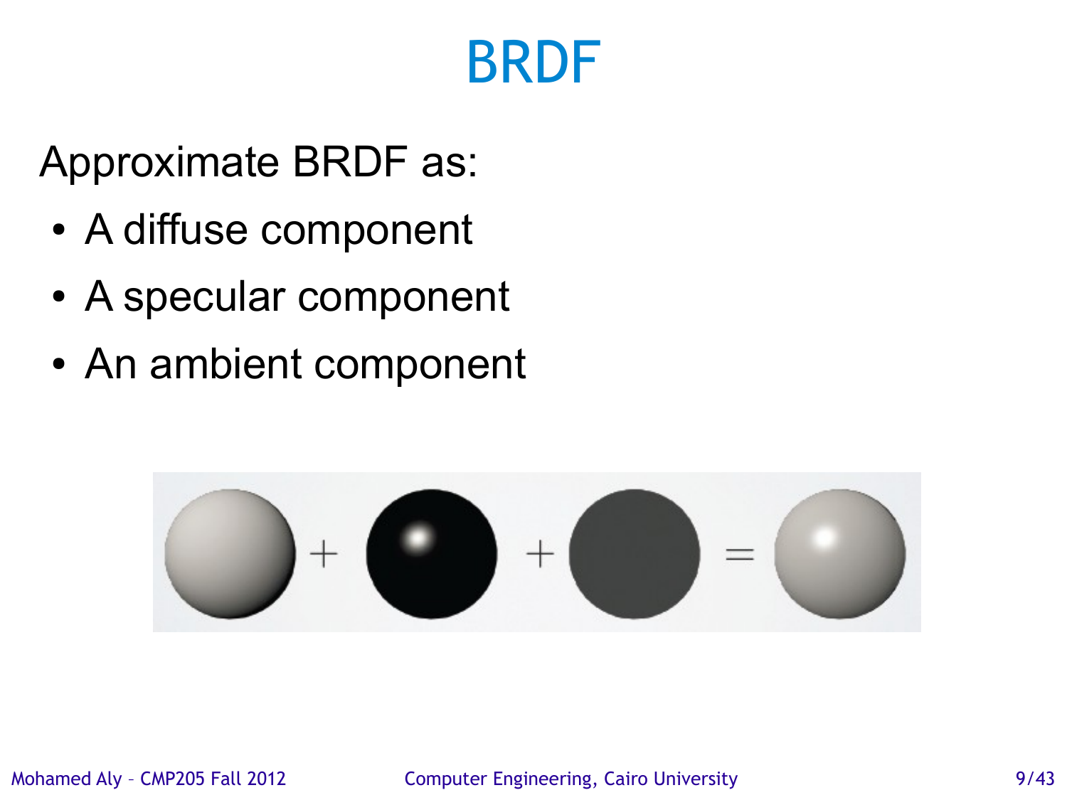# BRDF

Approximate BRDF as:

- A diffuse component
- A specular component
- An ambient component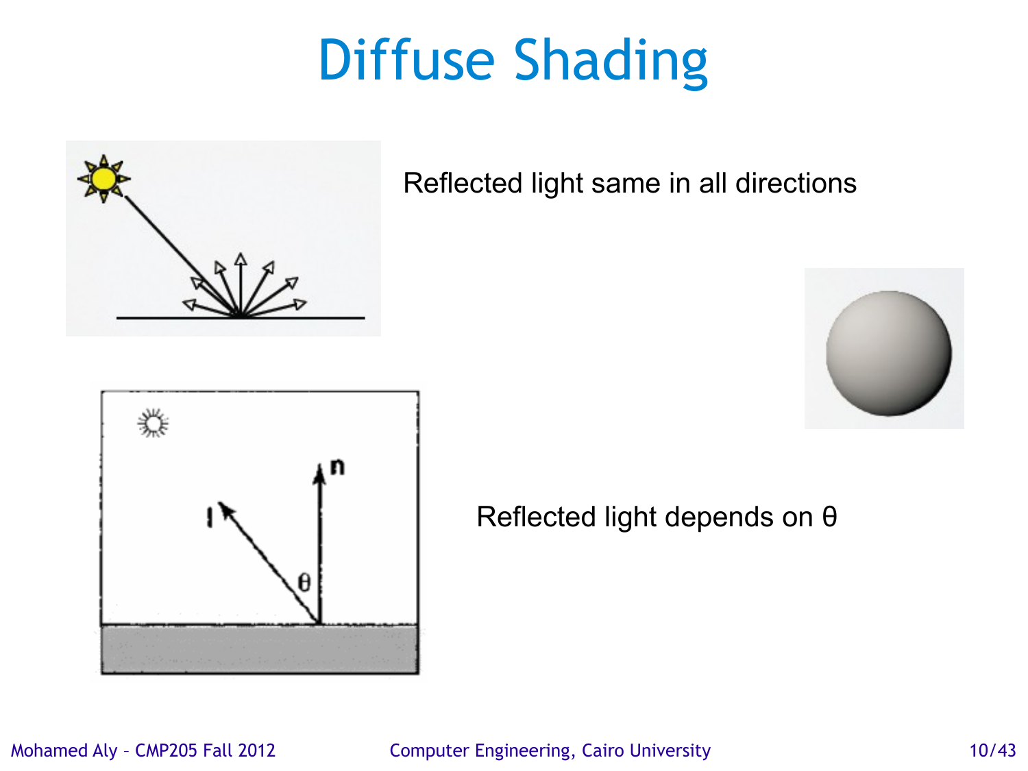# Diffuse Shading

Reflected light same in all directions

Reflected light depends on θ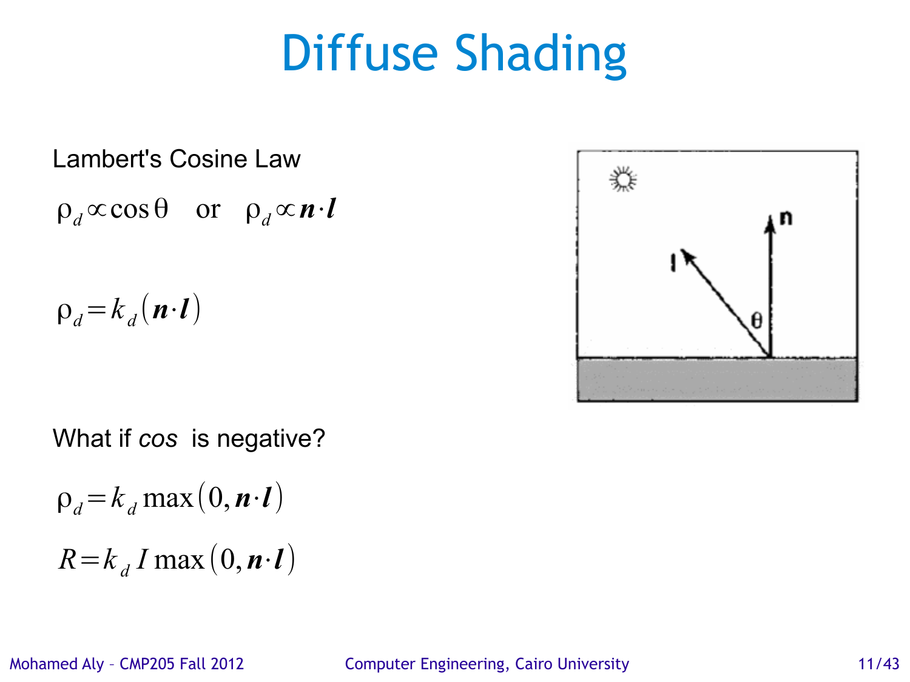# Diffuse Shading

Lambert's Cosine Law

$\rho_d \propto \cos\theta$ or $\rho_d \propto \boldsymbol{n} \cdot \boldsymbol{l}$

$$\rho_d = k_d (\boldsymbol{n} \cdot \boldsymbol{l})$$

What if *cos* is negative?

$$\rho_d = k_d \max(0, \boldsymbol{n} \cdot \boldsymbol{l})$$

$$R = k_d I \max(0, \boldsymbol{n} \cdot \boldsymbol{l})$$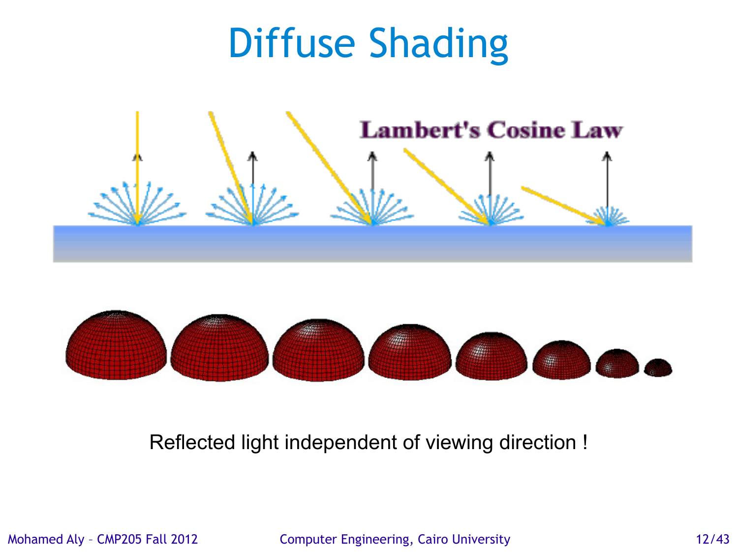# Diffuse Shading

Lambert's Cosine Law

Reflected light independent of viewing direction !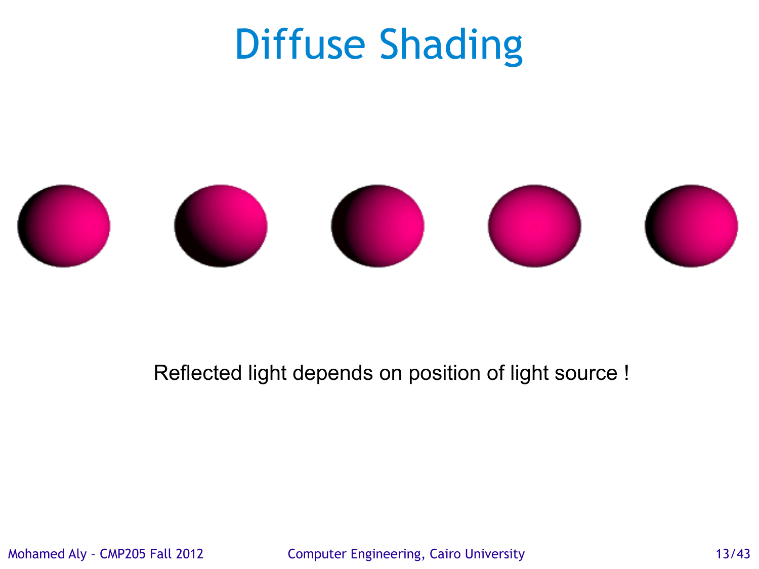# Diffuse Shading

Reflected light depends on position of light source !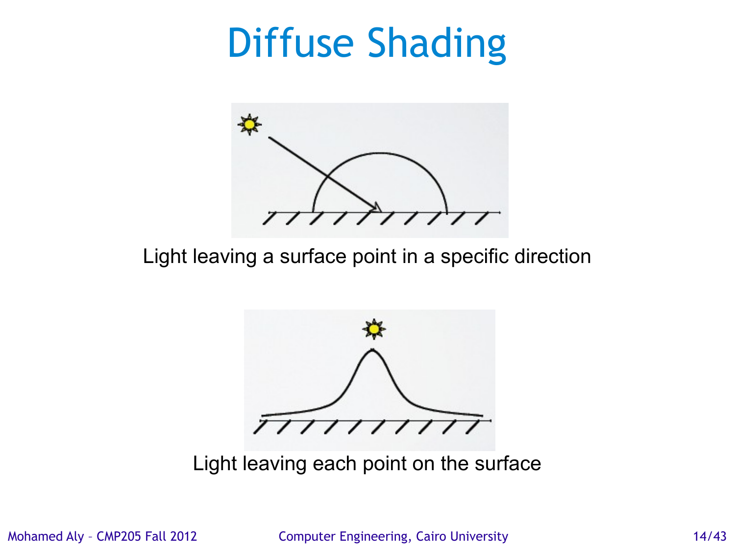# Diffuse Shading

Light leaving a surface point in a specific direction

Light leaving each point on the surface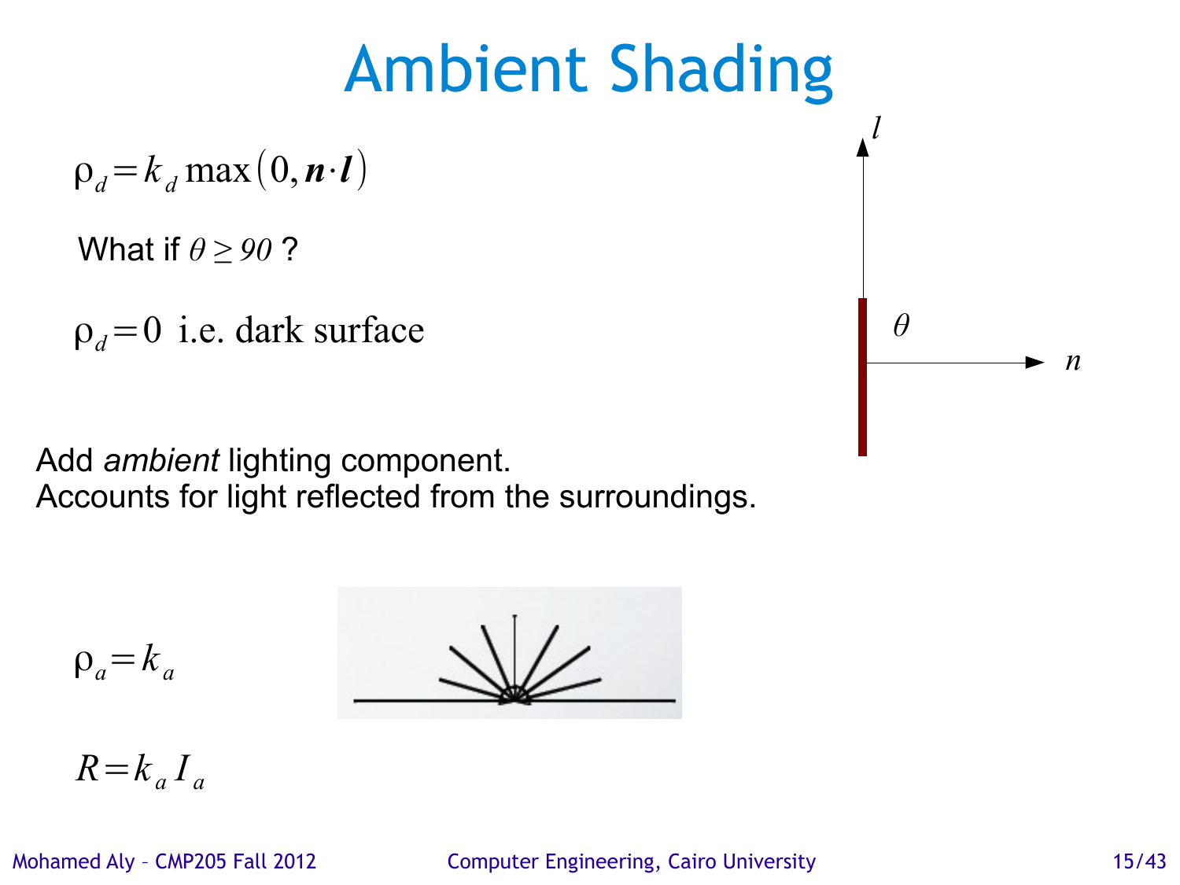# Ambient Shading

$$\rho_d = k_d \max(0, \boldsymbol{n} \cdot \boldsymbol{l})$$

What if $\theta \geq 90$ ?

$\rho_d = 0$ i.e. dark surface

Add *ambient* lighting component.
Accounts for light reflected from the surroundings.

$$\rho_a = k_a$$

$$R = k_a I_a$$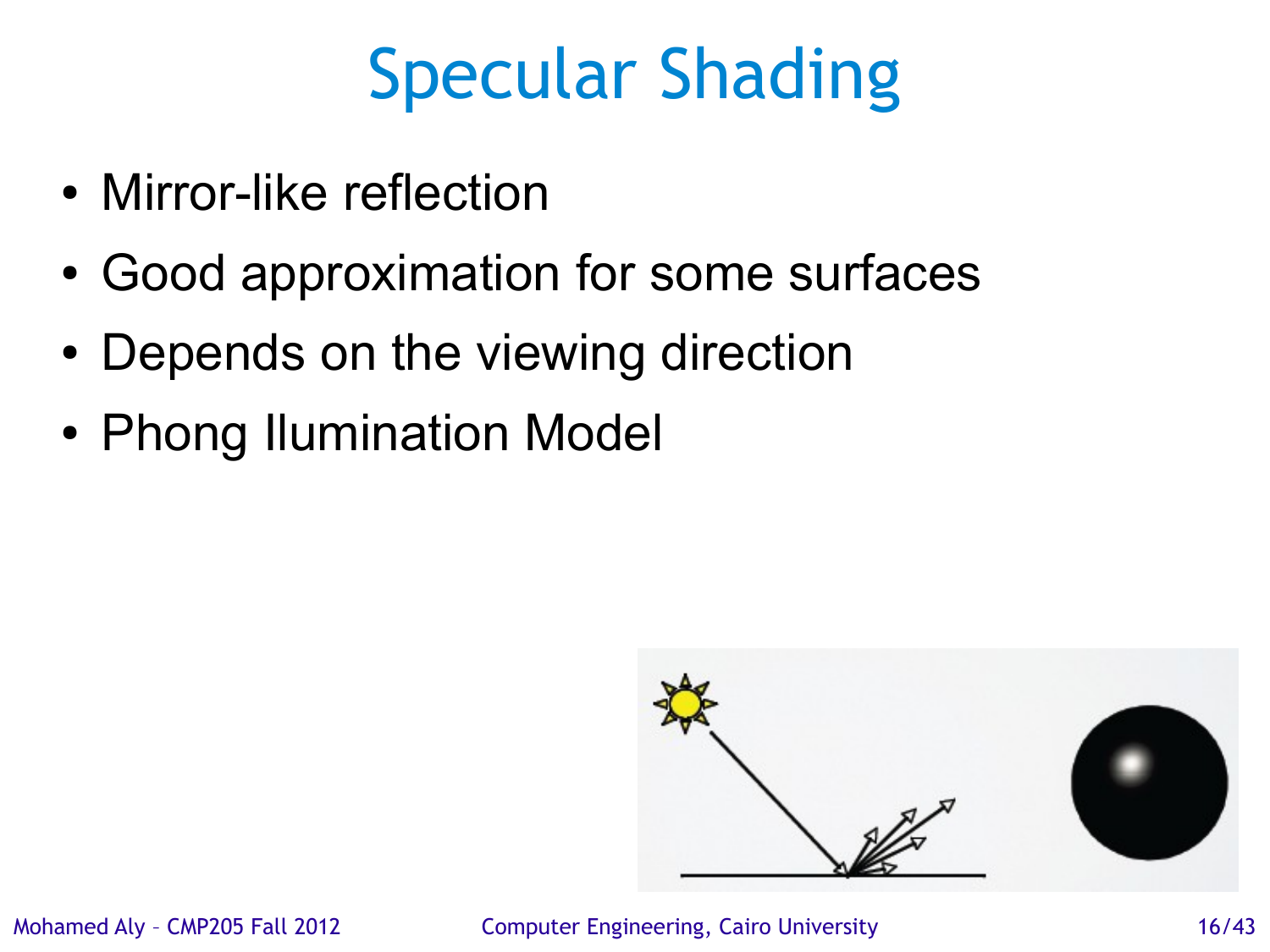# Specular Shading

- Mirror-like reflection
- Good approximation for some surfaces
- Depends on the viewing direction
- Phong Ilumination Model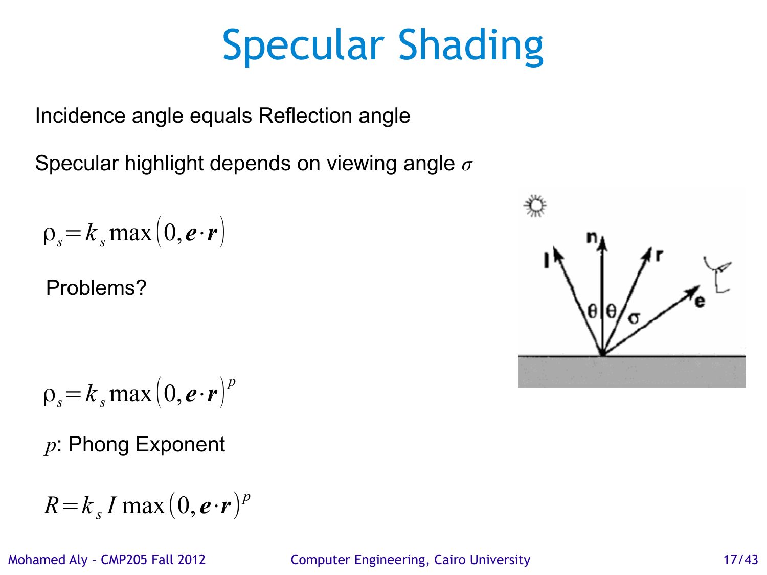# Specular Shading

Incidence angle equals Reflection angle

Specular highlight depends on viewing angle $\sigma$

$$\rho_s = k_s \max(0, \boldsymbol{e} \cdot \boldsymbol{r})$$

Problems?

$$\rho_s = k_s \max(0, \boldsymbol{e} \cdot \boldsymbol{r})^p$$

$p$: Phong Exponent

$$R = k_s I \max(0, \boldsymbol{e} \cdot \boldsymbol{r})^p$$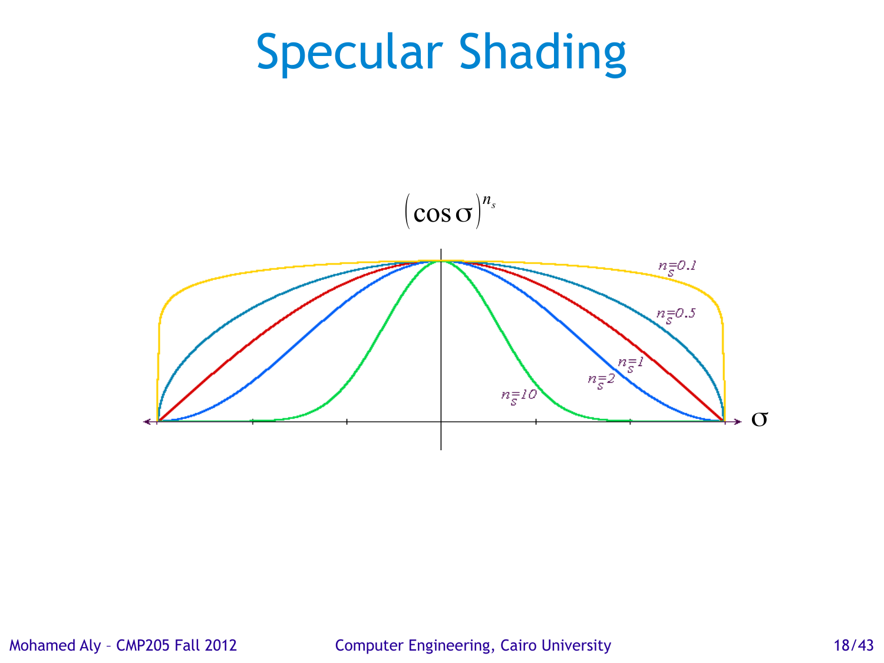# Specular Shading

$$\left(\cos\sigma\right)^{n_s}$$

$n_s = 0.1$

$n_s = 0.5$

$n_s = 1$

$n_s = 2$

$n_s = 10$

$\sigma$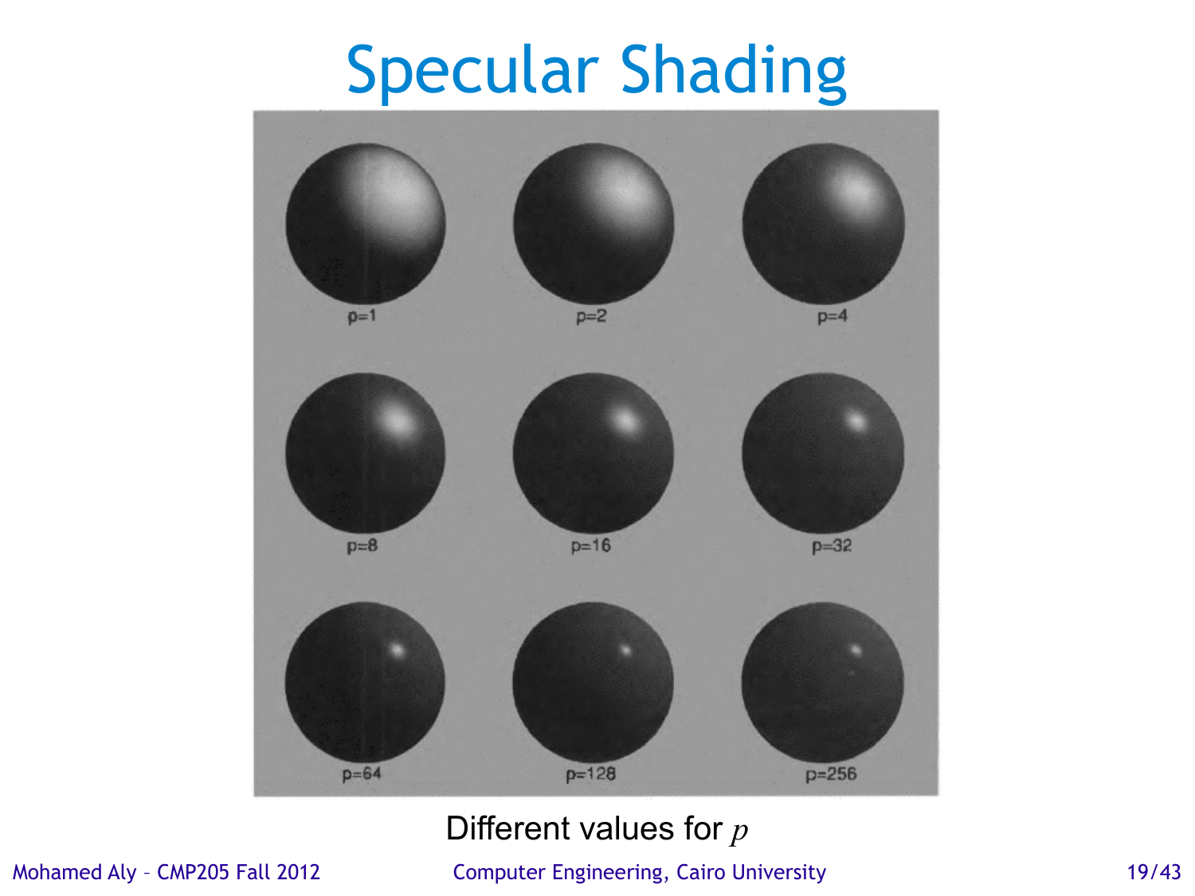# Specular Shading

p=1 p=2 p=4

p=8 p=16 p=32

p=64 p=128 p=256

Different values for $p$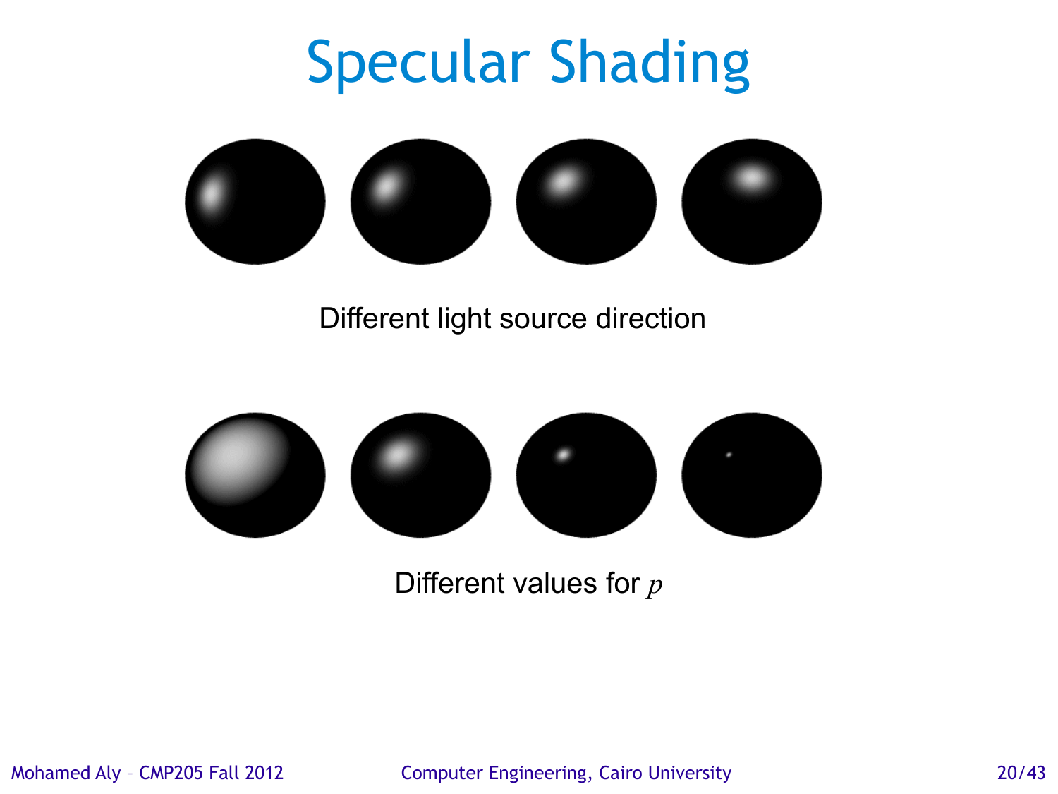# Specular Shading

Different light source direction

Different values for $p$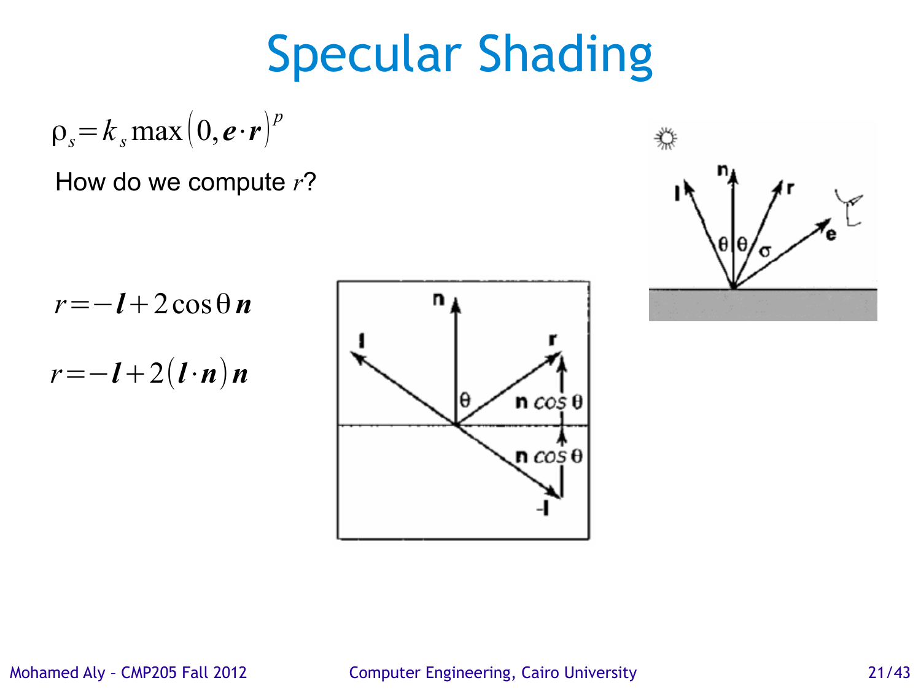# Specular Shading

$$\rho_s = k_s \max(0, \boldsymbol{e} \cdot \boldsymbol{r})^p$$

How do we compute $r$?

$$r = -\boldsymbol{l} + 2\cos\theta\, \boldsymbol{n}$$

$$r = -\boldsymbol{l} + 2(\boldsymbol{l} \cdot \boldsymbol{n})\, \boldsymbol{n}$$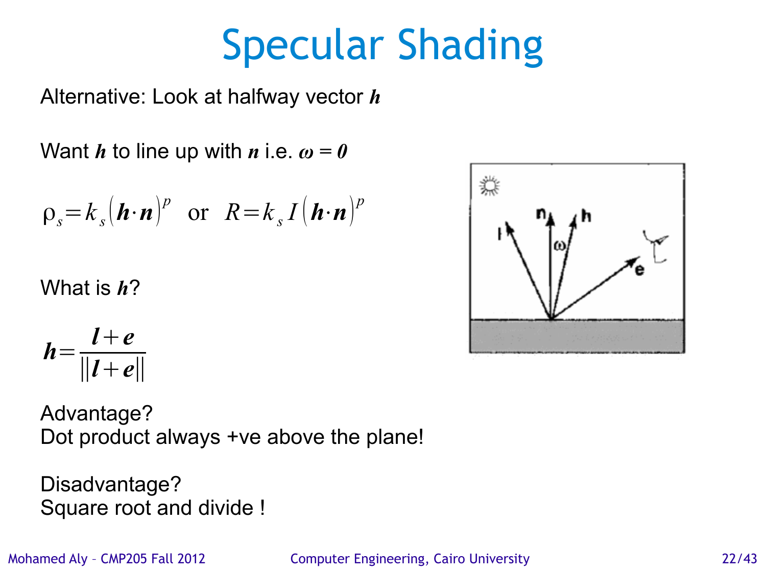# Specular Shading

Alternative: Look at halfway vector $\boldsymbol{h}$

Want $\boldsymbol{h}$ to line up with $\boldsymbol{n}$ i.e. $\boldsymbol{\omega = 0}$

$$\rho_s = k_s (\boldsymbol{h} \cdot \boldsymbol{n})^p \quad \text{or} \quad R = k_s I (\boldsymbol{h} \cdot \boldsymbol{n})^p$$

What is $\boldsymbol{h}$?

$$\boldsymbol{h} = \frac{\boldsymbol{l} + \boldsymbol{e}}{\|\boldsymbol{l} + \boldsymbol{e}\|}$$

Advantage?
Dot product always +ve above the plane!

Disadvantage?
Square root and divide !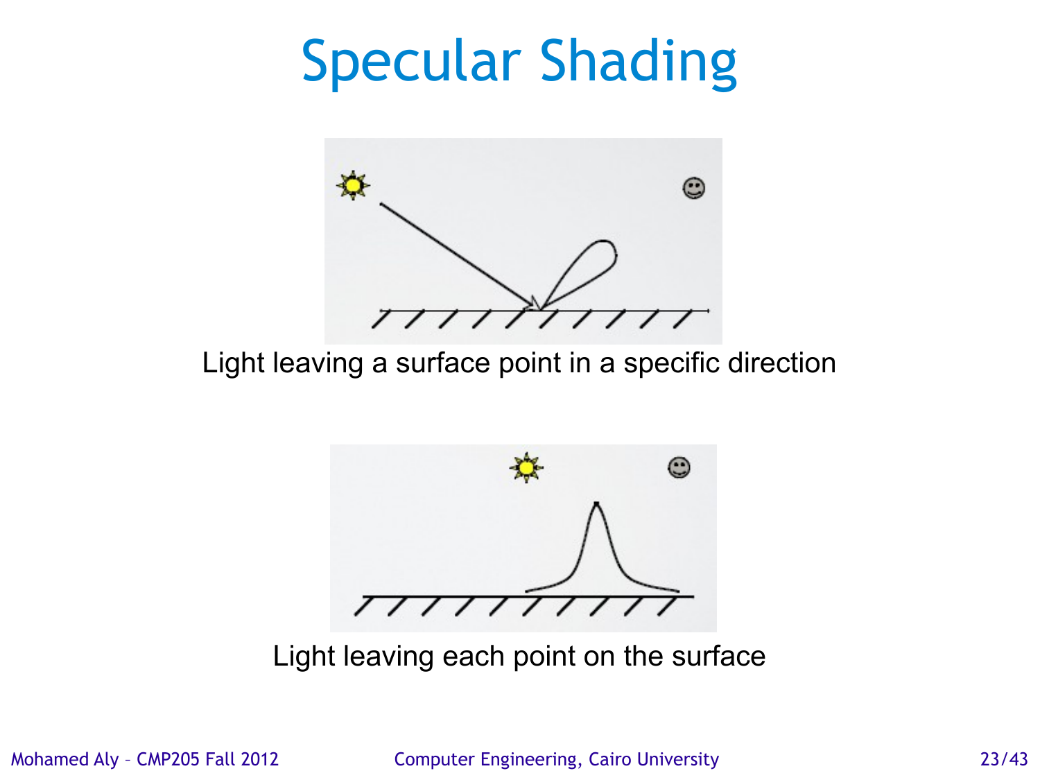# Specular Shading

Light leaving a surface point in a specific direction

Light leaving each point on the surface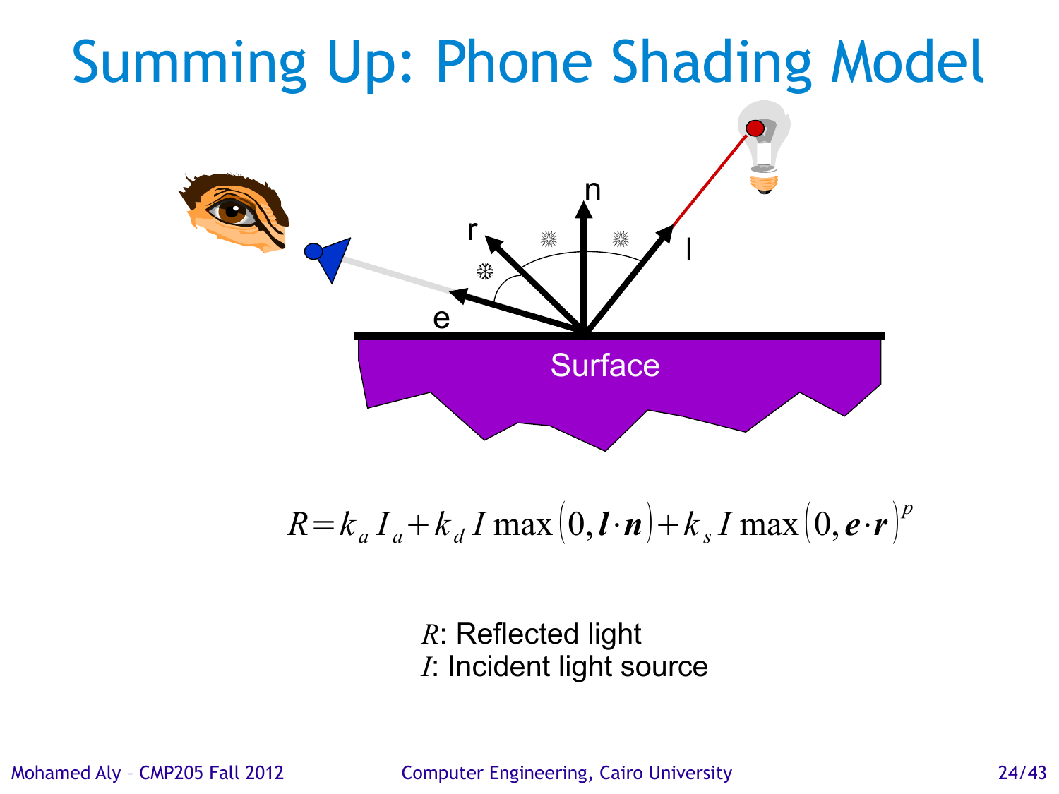# Summing Up: Phone Shading Model

n

r

l

e

Surface

$$R = k_a I_a + k_d I \max(0, \boldsymbol{l} \cdot \boldsymbol{n}) + k_s I \max(0, \boldsymbol{e} \cdot \boldsymbol{r})^p$$

$R$: Reflected light
$I$: Incident light source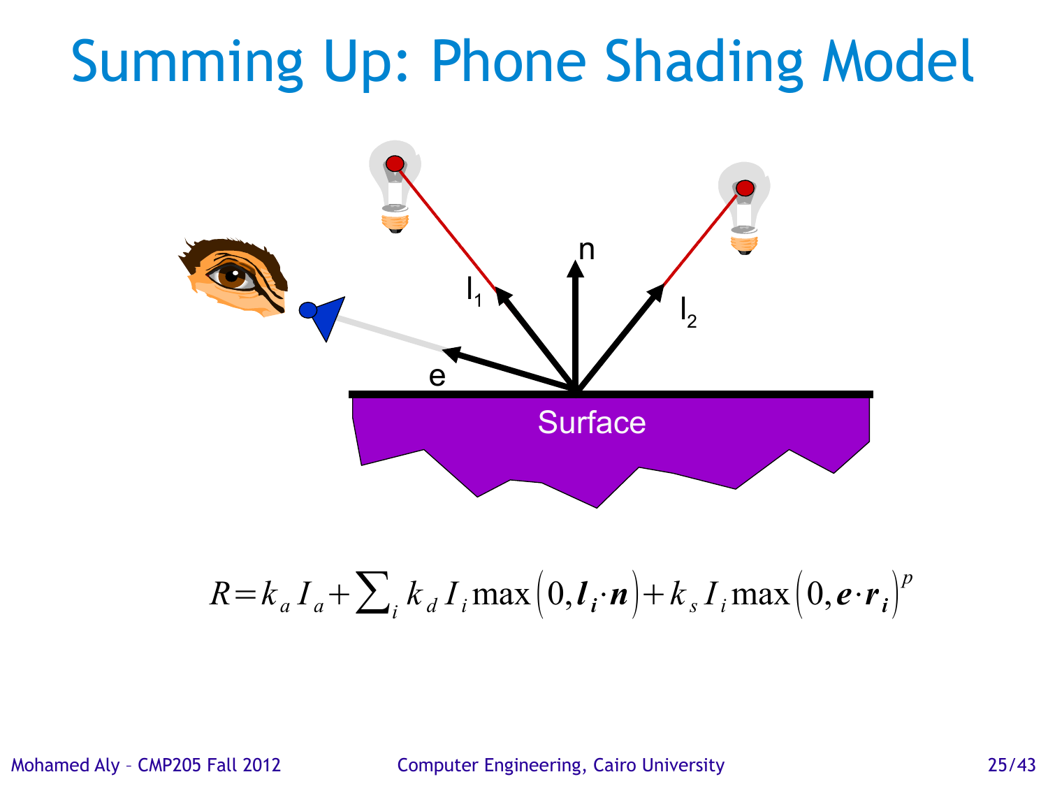# Summing Up: Phone Shading Model

$$R = k_a I_a + \sum_i k_d I_i \max\left(0, \boldsymbol{l_i} \cdot \boldsymbol{n}\right) + k_s I_i \max\left(0, \boldsymbol{e} \cdot \boldsymbol{r_i}\right)^p$$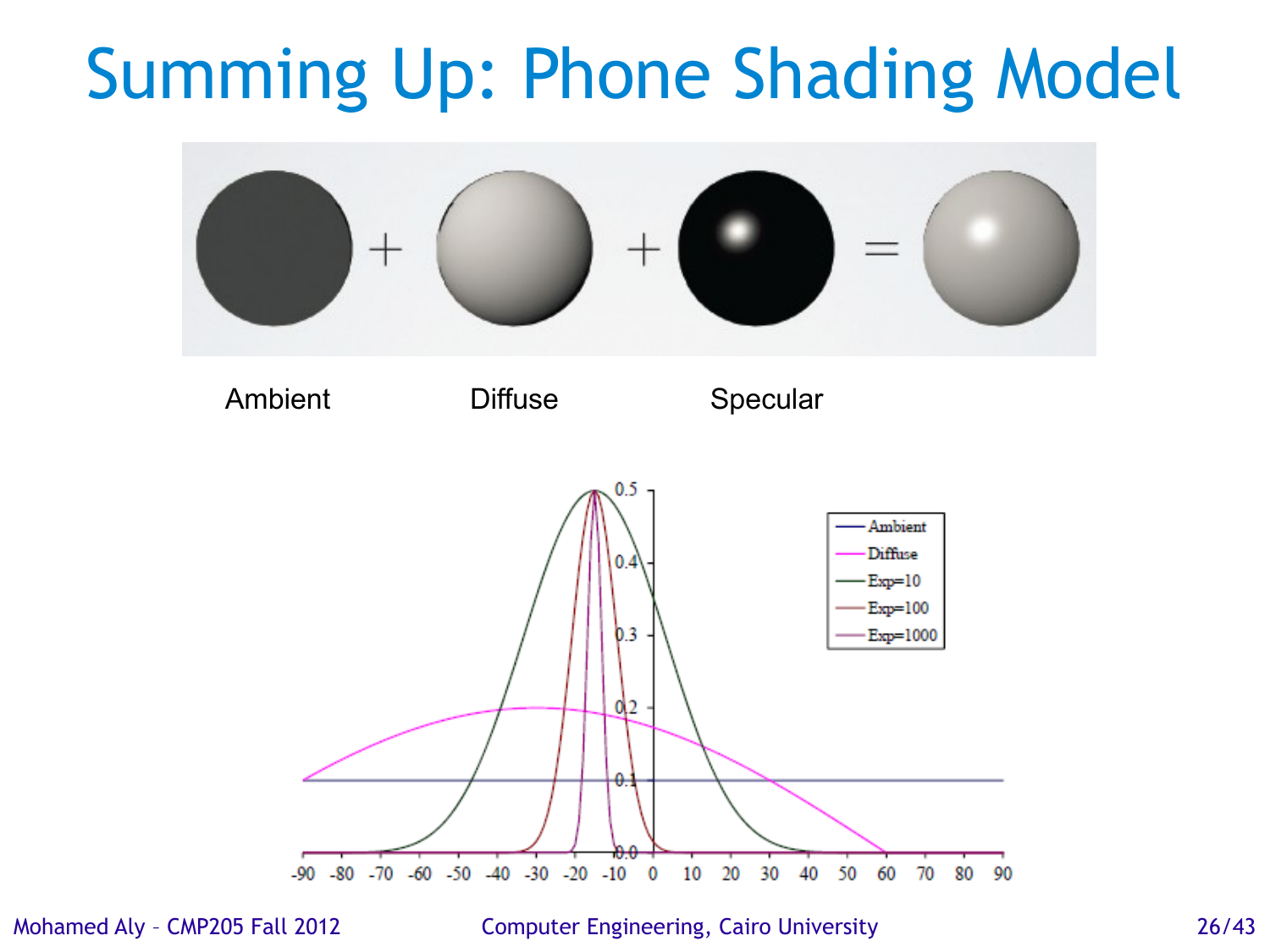# Summing Up: Phone Shading Model

Ambient + Diffuse + Specular =

Ambient

Diffuse

Specular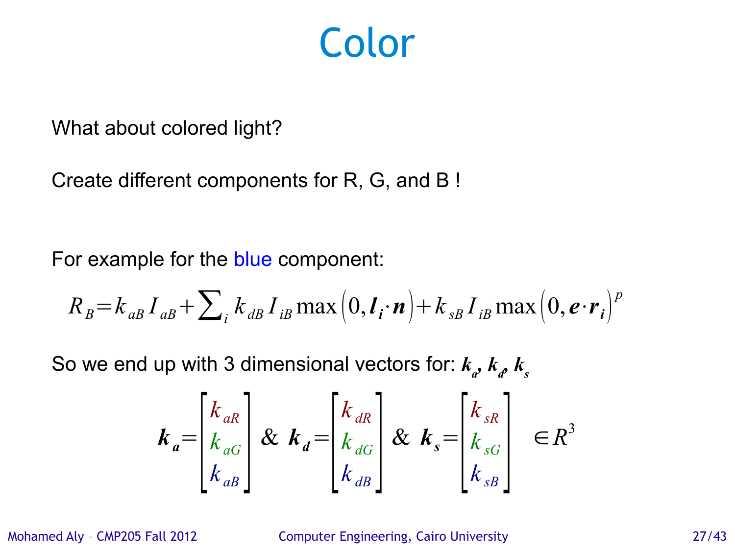# Color

What about colored light?

Create different components for R, G, and B !

For example for the blue component:

$$R_B = k_{aB} I_{aB} + \sum_i k_{dB} I_{iB} \max\left(0, \boldsymbol{l_i} \cdot \boldsymbol{n}\right) + k_{sB} I_{iB} \max\left(0, \boldsymbol{e} \cdot \boldsymbol{r_i}\right)^p$$

So we end up with 3 dimensional vectors for: $\boldsymbol{k_a}$, $\boldsymbol{k_d}$, $\boldsymbol{k_s}$

$$\boldsymbol{k_a} = \begin{bmatrix} k_{aR} \\ k_{aG} \\ k_{aB} \end{bmatrix} \;\&\; \boldsymbol{k_d} = \begin{bmatrix} k_{dR} \\ k_{dG} \\ k_{dB} \end{bmatrix} \;\&\; \boldsymbol{k_s} = \begin{bmatrix} k_{sR} \\ k_{sG} \\ k_{sB} \end{bmatrix} \quad \in R^3$$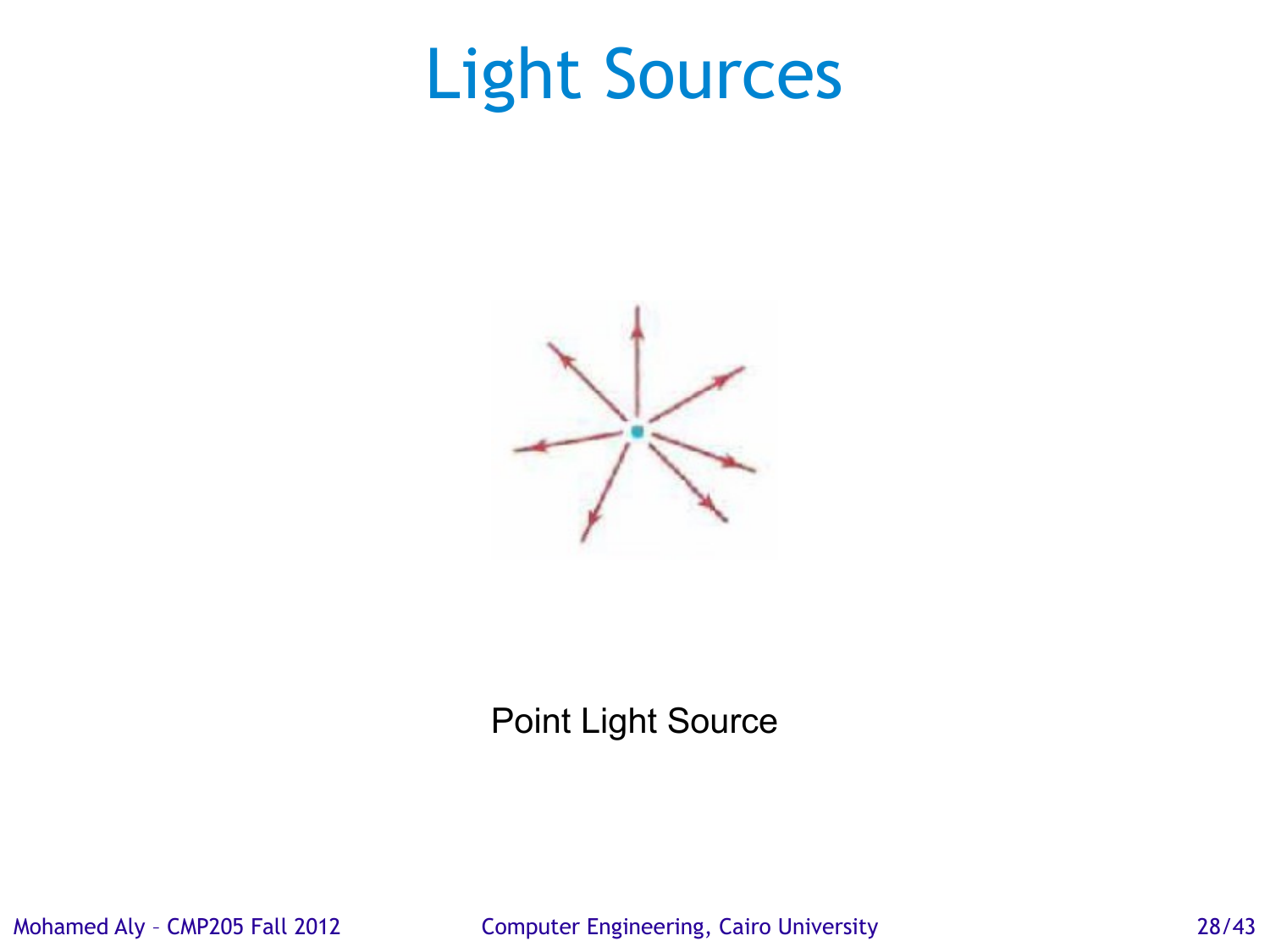# Light Sources

Point Light Source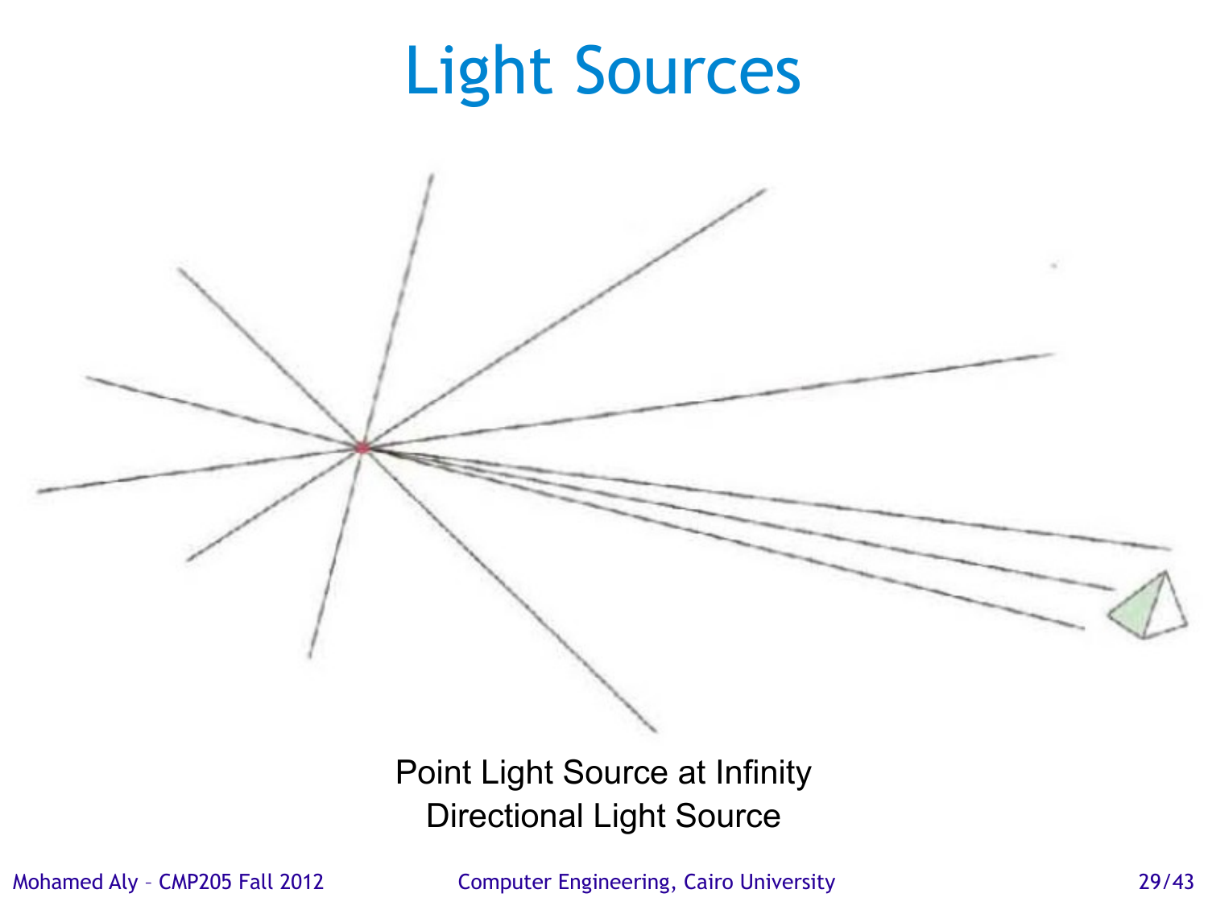# Light Sources

Point Light Source at Infinity
Directional Light Source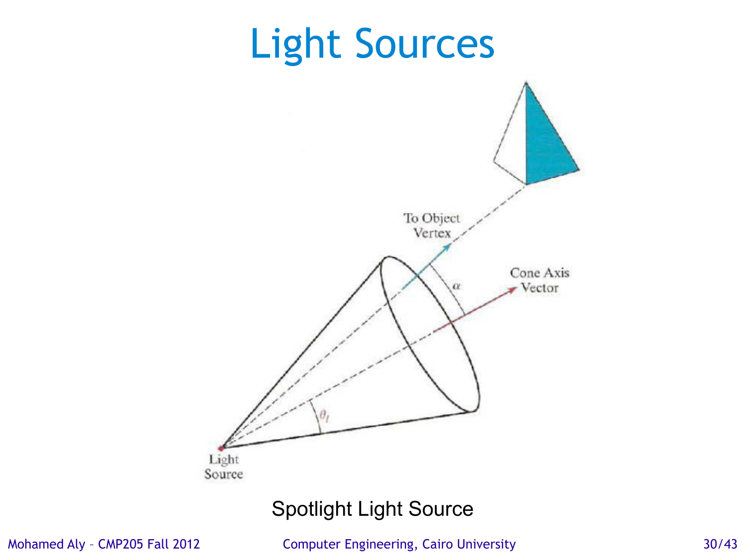# Light Sources

To Object Vertex

Cone Axis Vector

$\alpha$

$\theta_l$

Light Source

Spotlight Light Source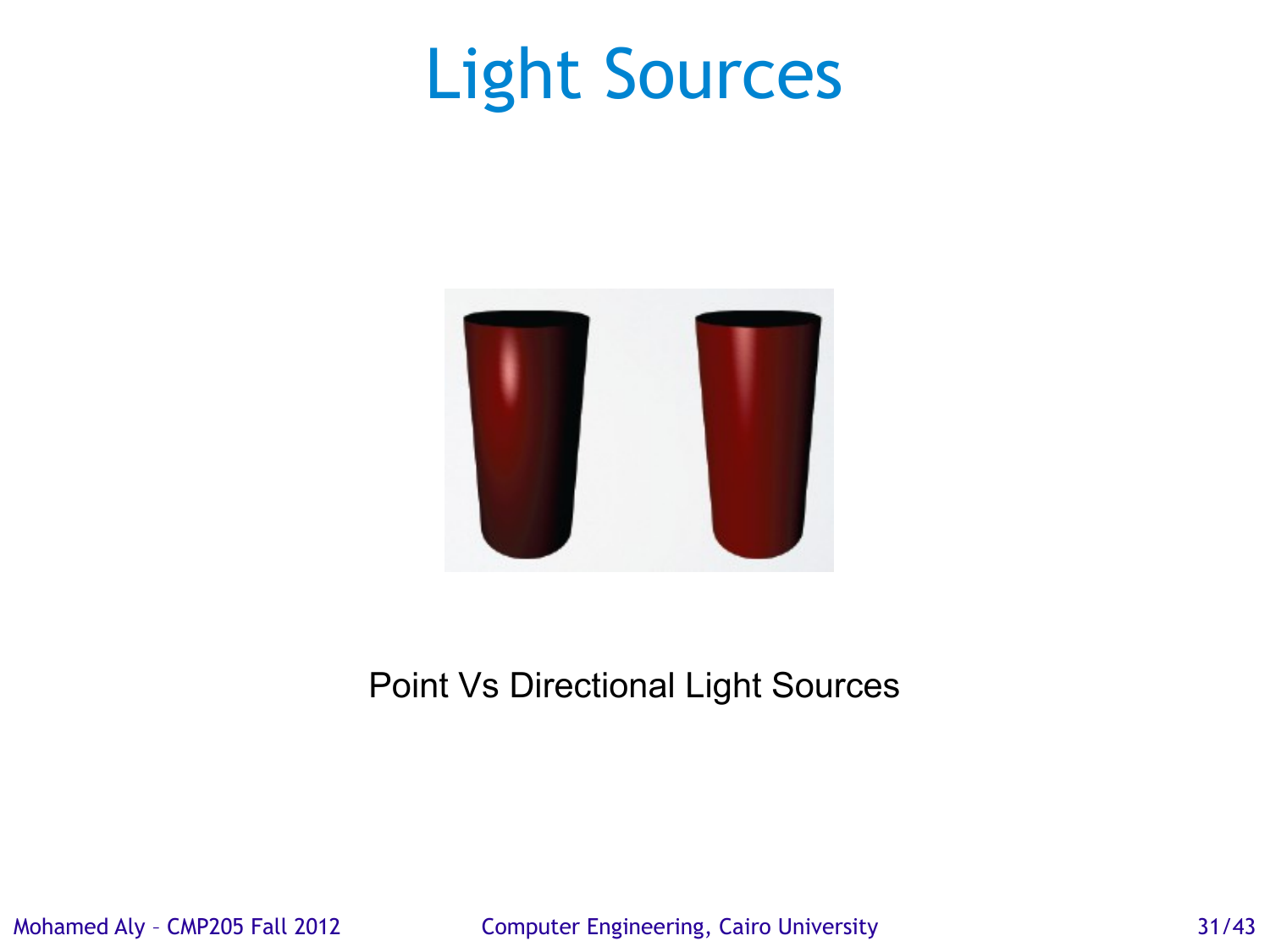# Light Sources

Point Vs Directional Light Sources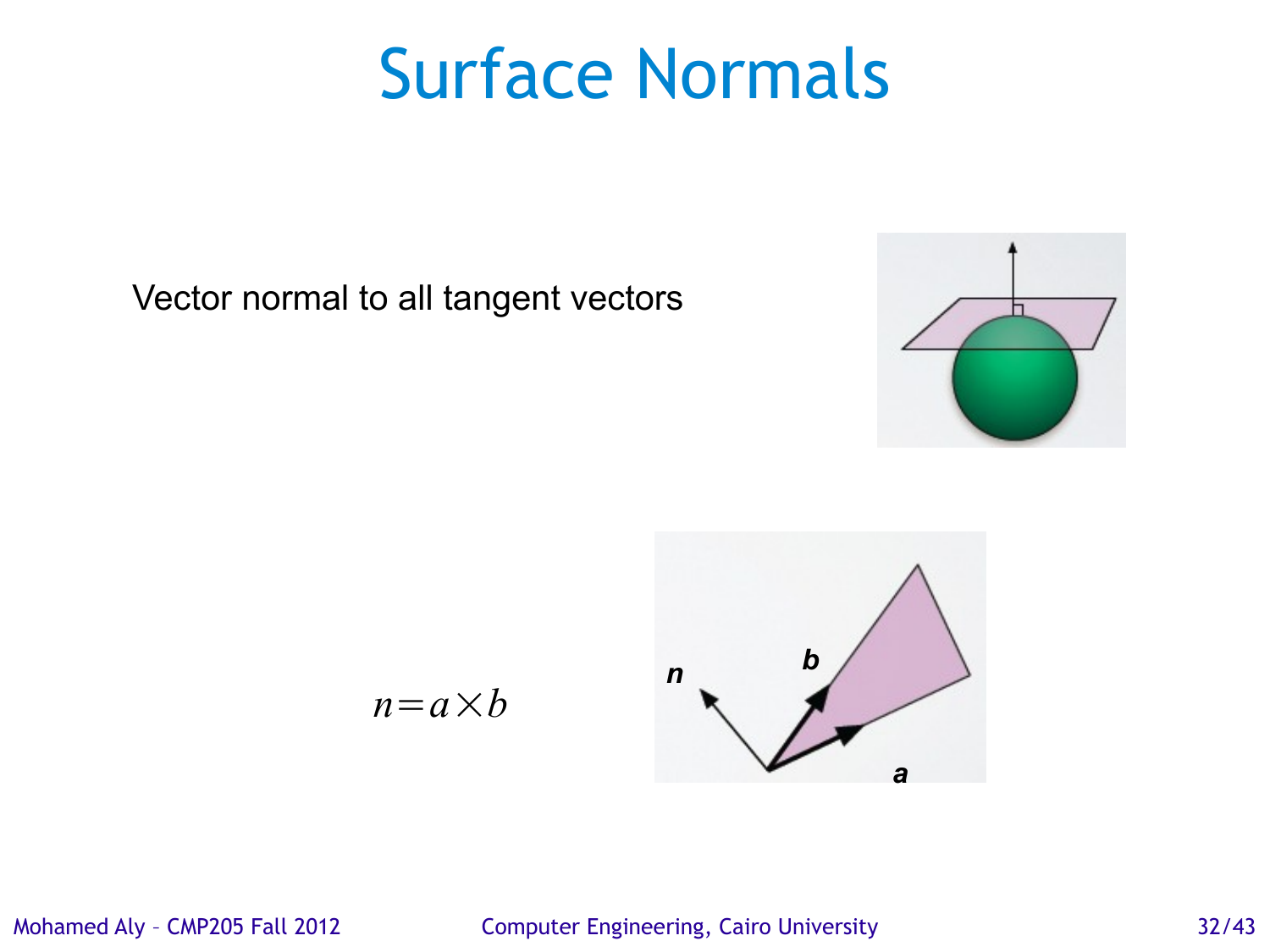# Surface Normals

Vector normal to all tangent vectors

$$n = a \times b$$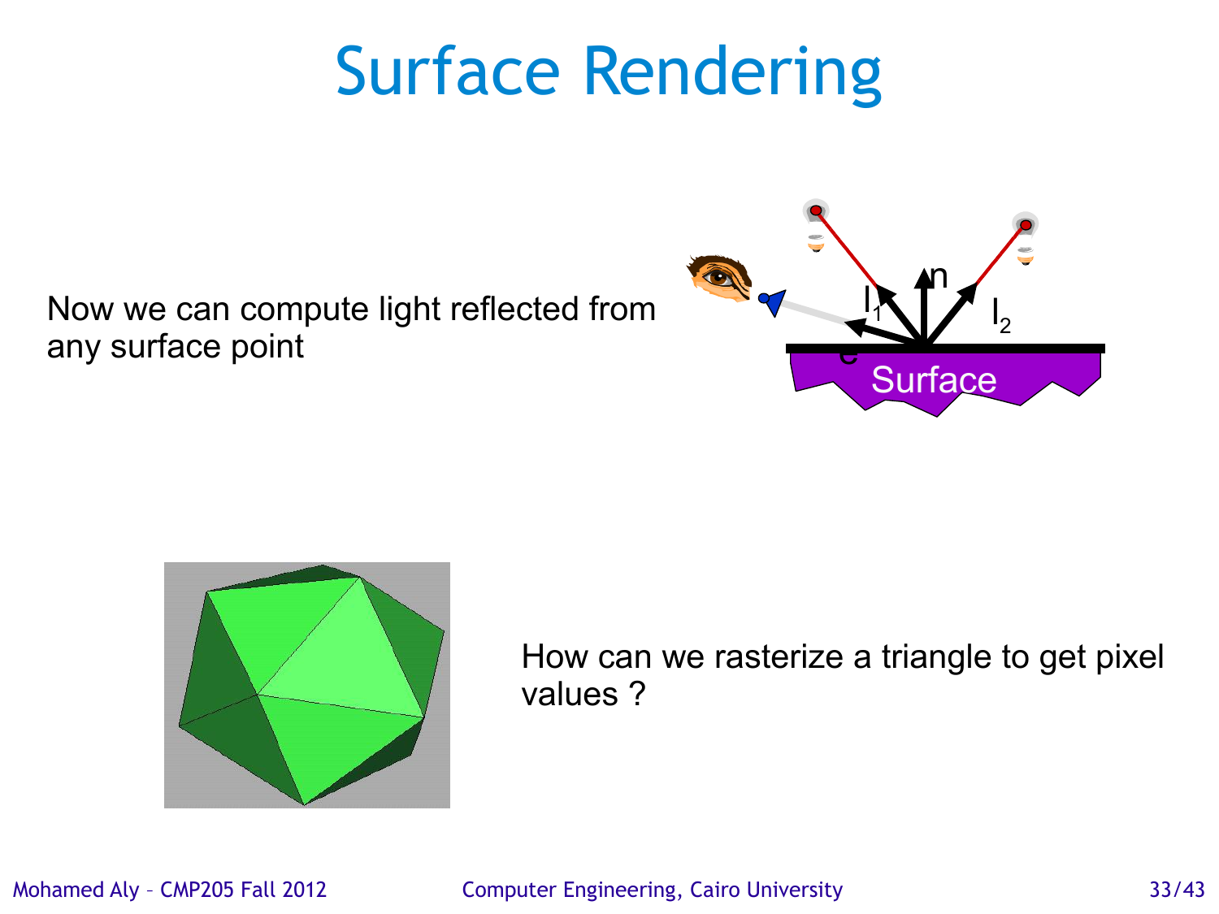# Surface Rendering

Now we can compute light reflected from any surface point

How can we rasterize a triangle to get pixel values ?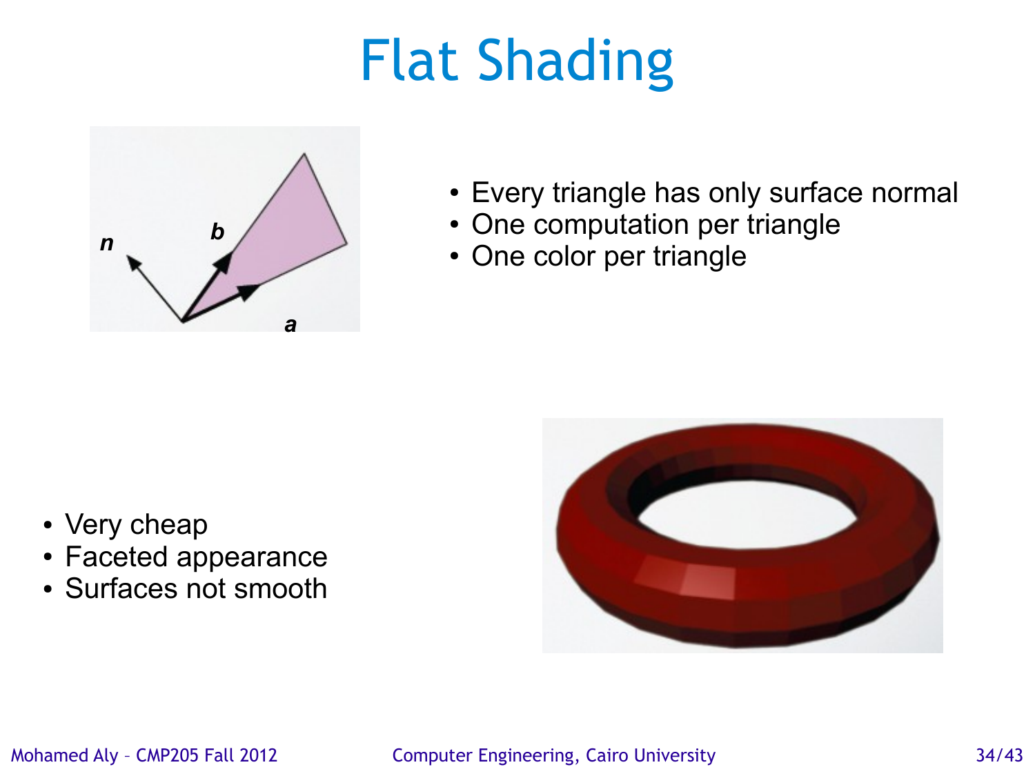# Flat Shading

- Every triangle has only surface normal
- One computation per triangle
- One color per triangle

- Very cheap
- Faceted appearance
- Surfaces not smooth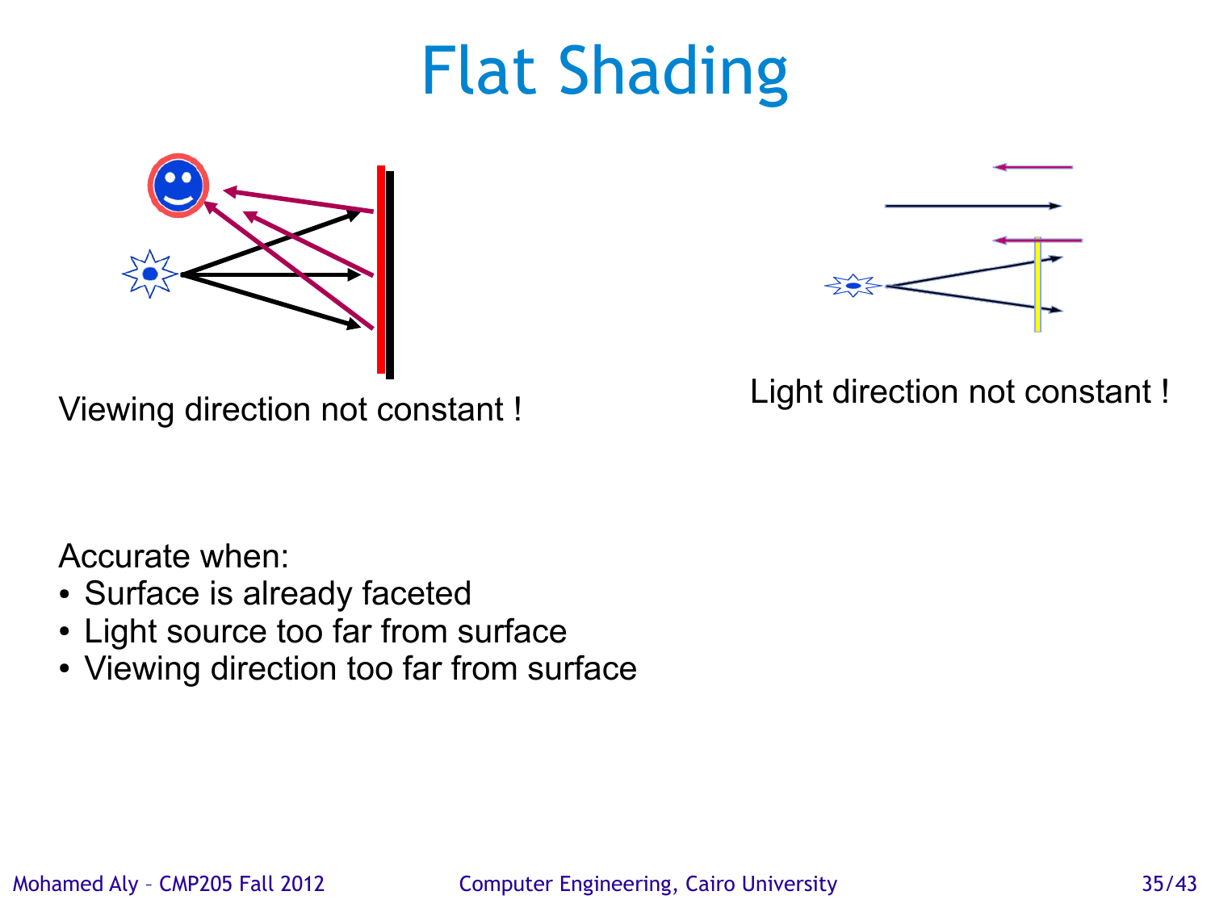# Flat Shading

Viewing direction not constant !

Light direction not constant !

Accurate when:

- Surface is already faceted
- Light source too far from surface
- Viewing direction too far from surface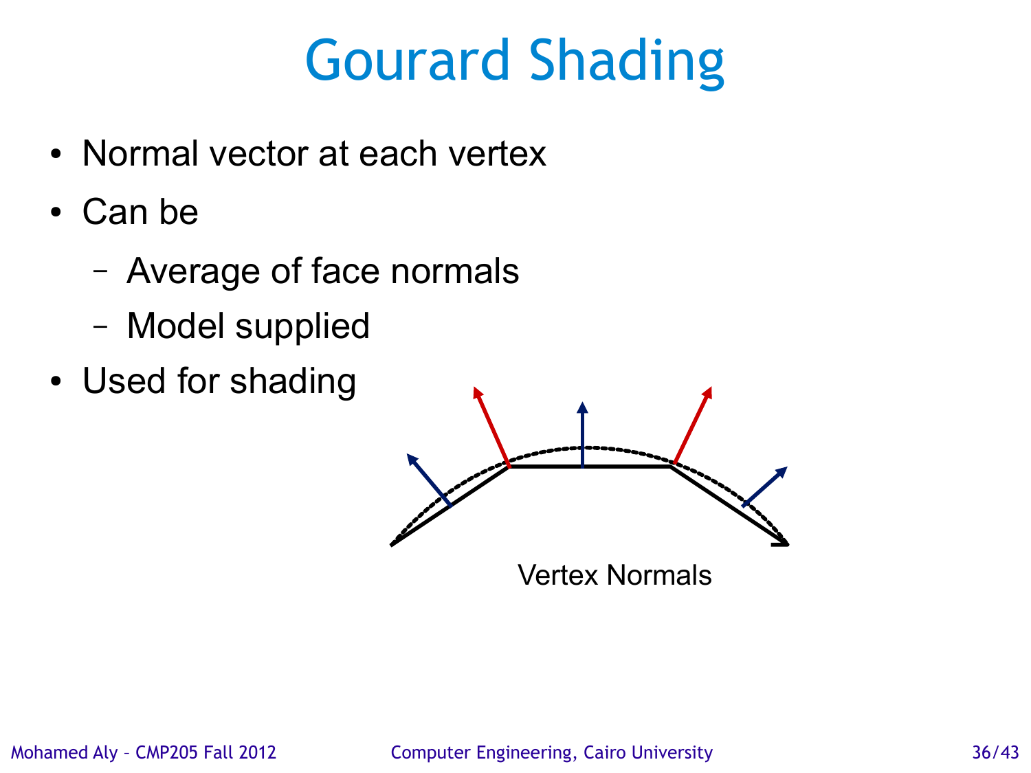# Gourard Shading

- Normal vector at each vertex
- Can be
  - Average of face normals
  - Model supplied
- Used for shading

Vertex Normals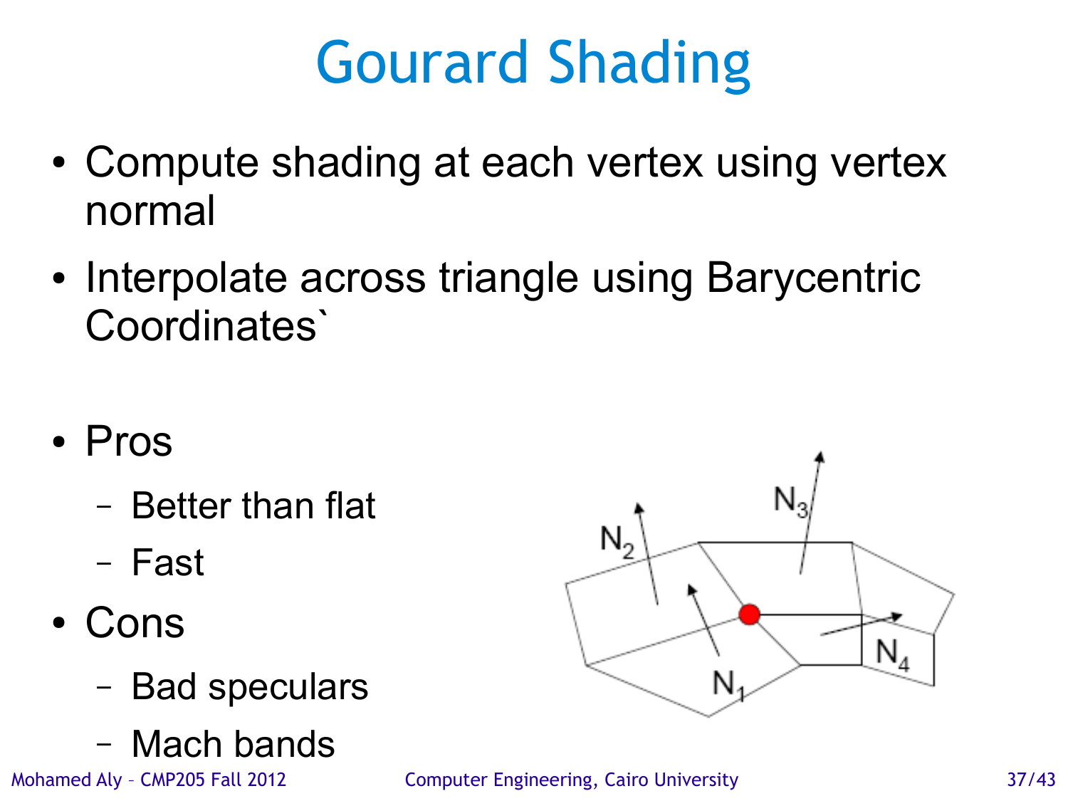# Gourard Shading

- Compute shading at each vertex using vertex normal
- Interpolate across triangle using Barycentric Coordinates`

- Pros
  - Better than flat
  - Fast
- Cons
  - Bad speculars
  - Mach bands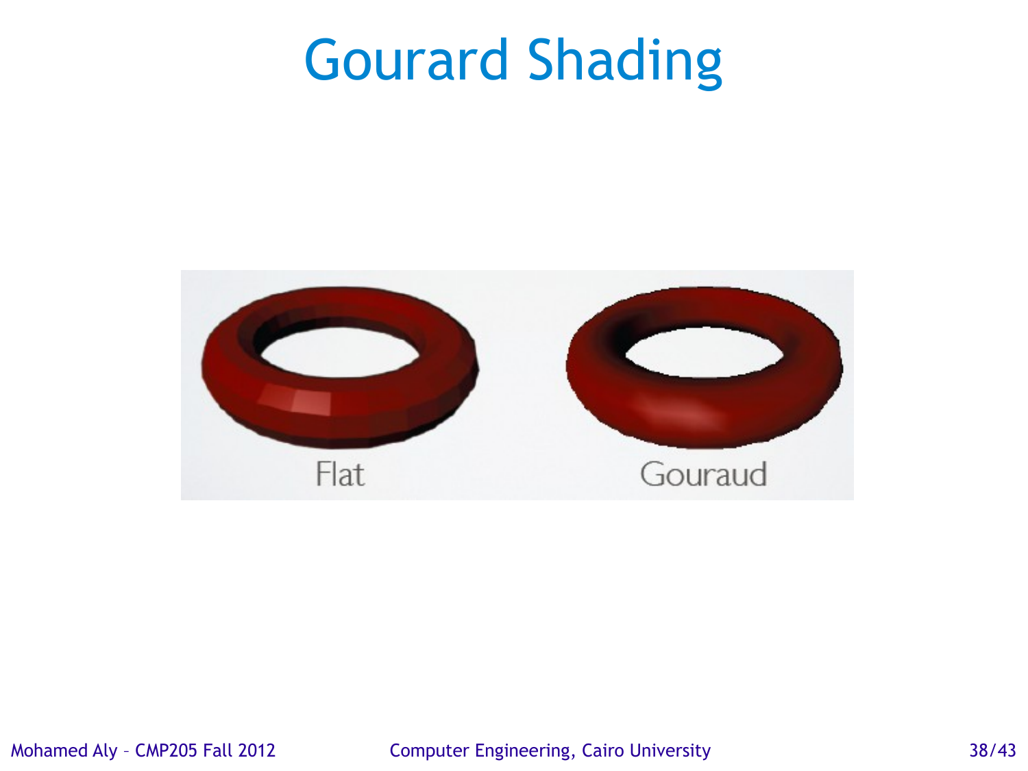# Gourard Shading

Flat

Gouraud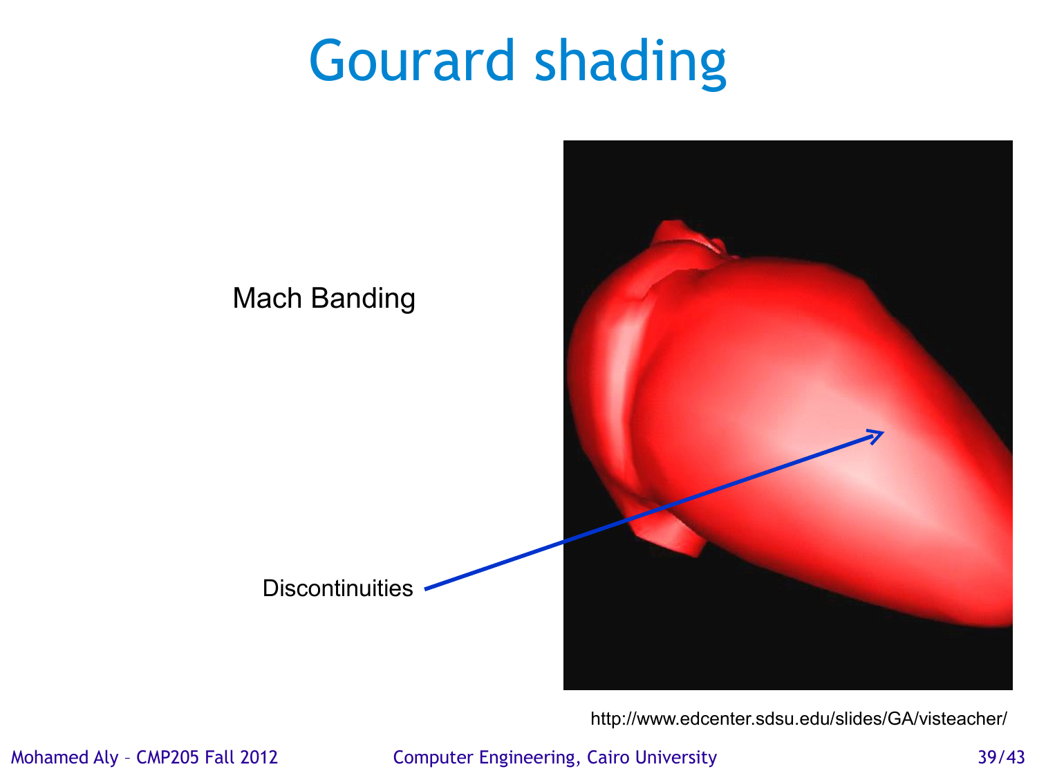# Gourard shading

Mach Banding

Discontinuities

http://www.edcenter.sdsu.edu/slides/GA/visteacher/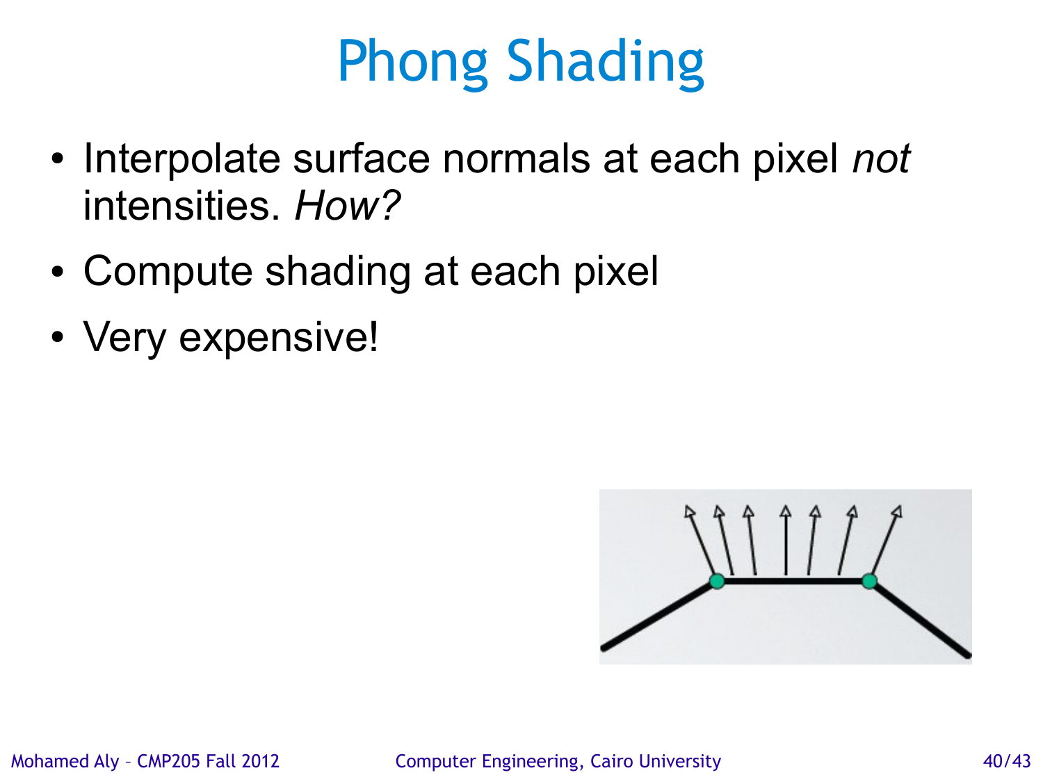# Phong Shading

- Interpolate surface normals at each pixel *not* intensities. *How?*
- Compute shading at each pixel
- Very expensive!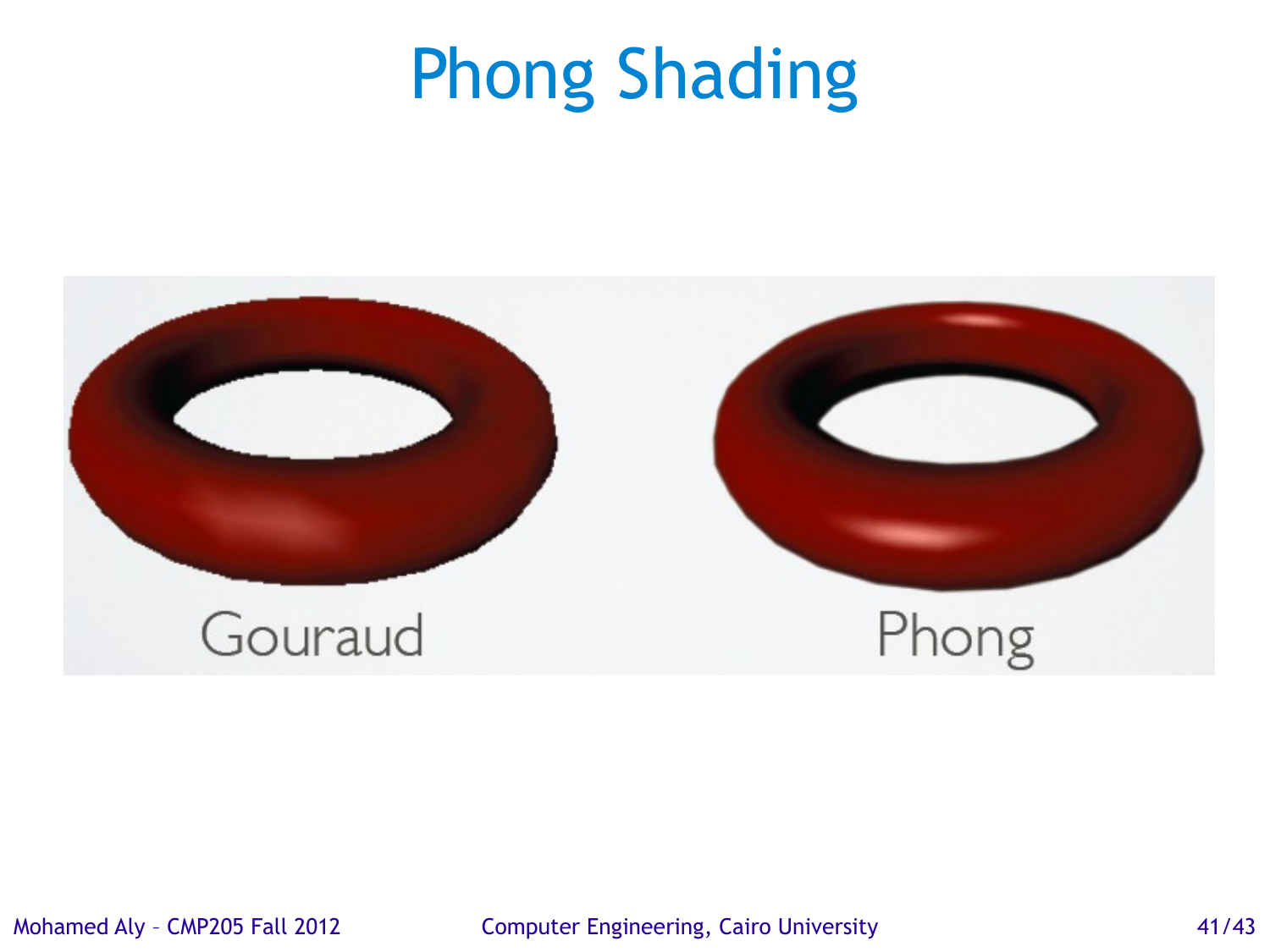# Phong Shading

Gouraud

Phong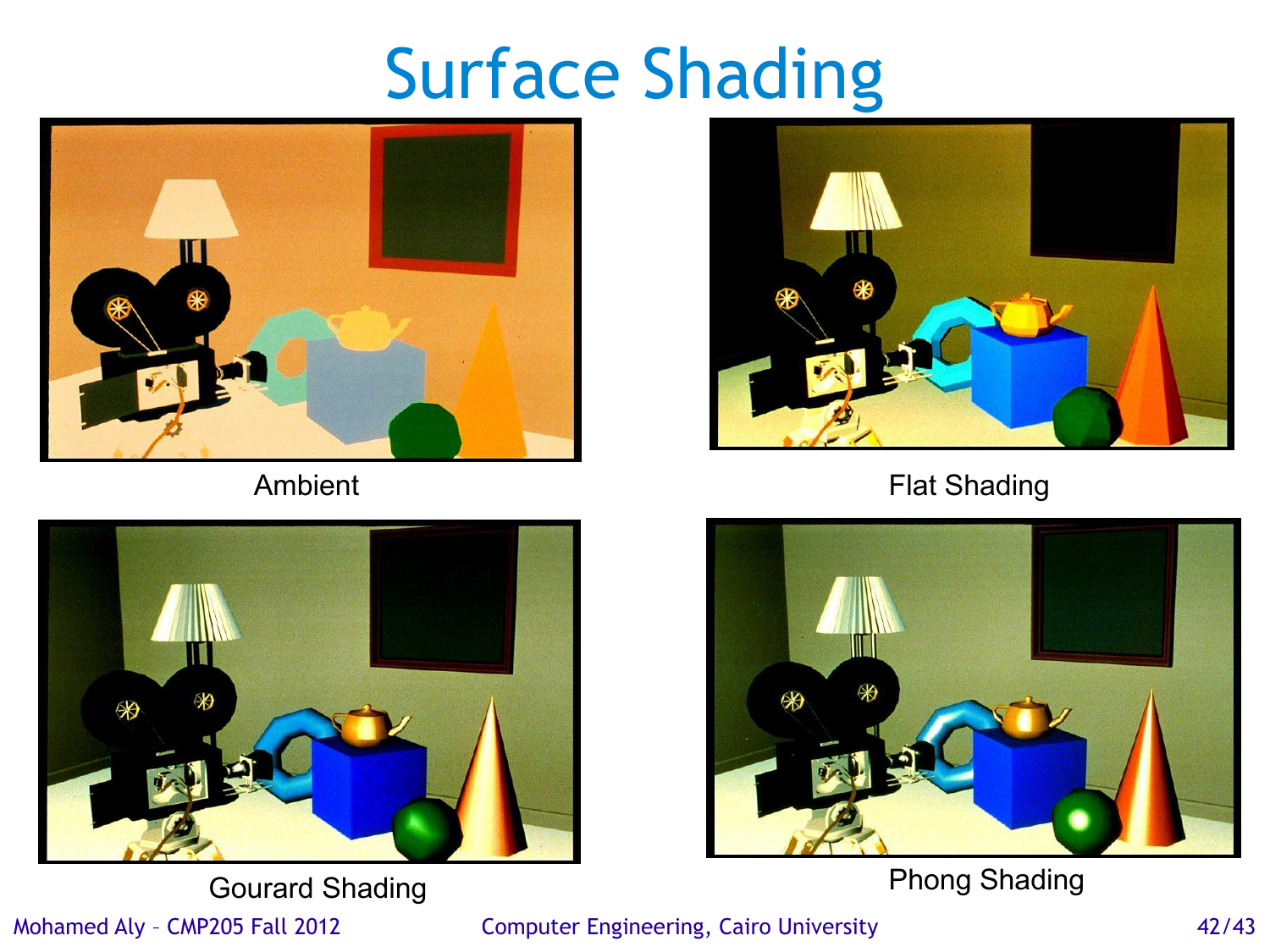# Surface Shading

Ambient

Flat Shading

Gourard Shading

Phong Shading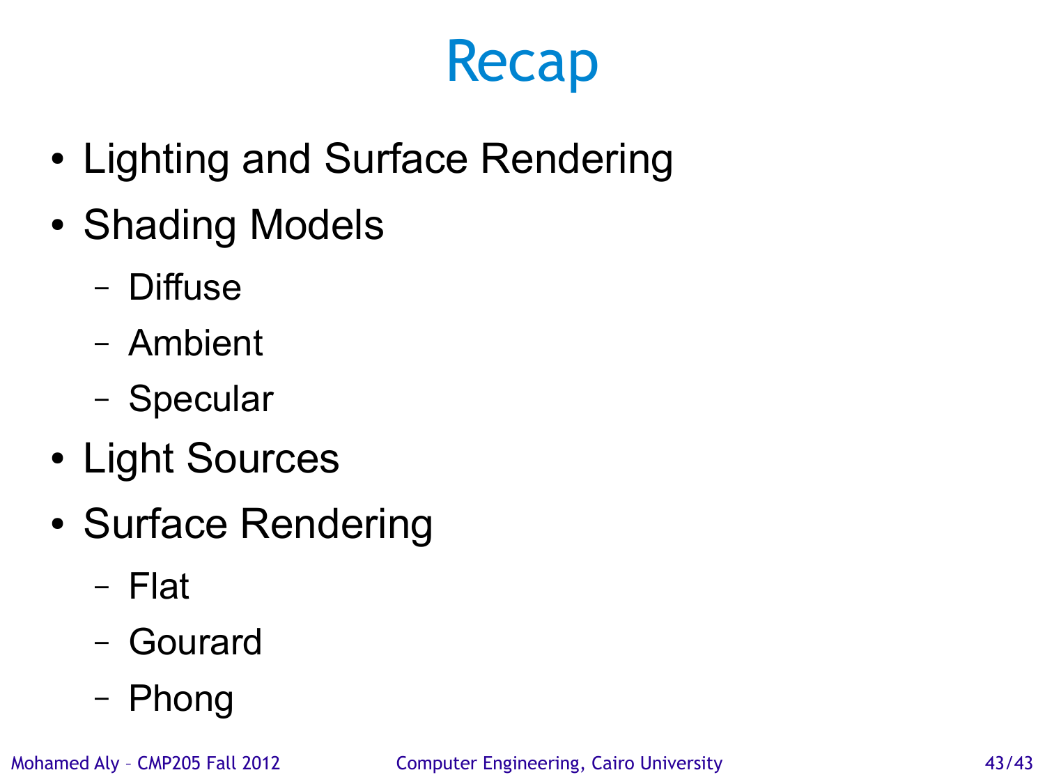# Recap

- Lighting and Surface Rendering
- Shading Models
  - Diffuse
  - Ambient
  - Specular
- Light Sources
- Surface Rendering
  - Flat
  - Gourard
  - Phong